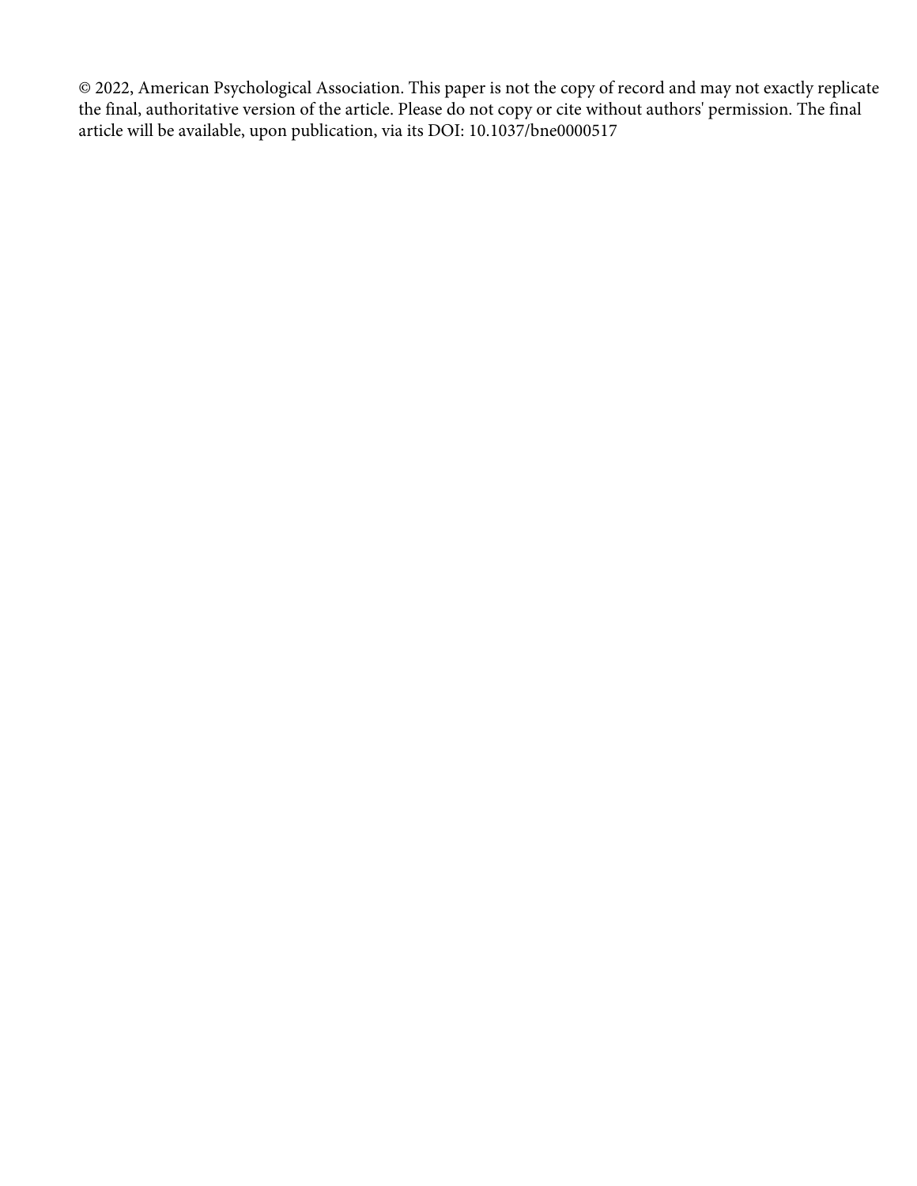© 2022, American Psychological Association. This paper is not the copy of record and may not exactly replicate the final, authoritative version of the article. Please do not copy or cite without authors' permission. The final article will be available, upon publication, via its DOI: 10.1037/bne0000517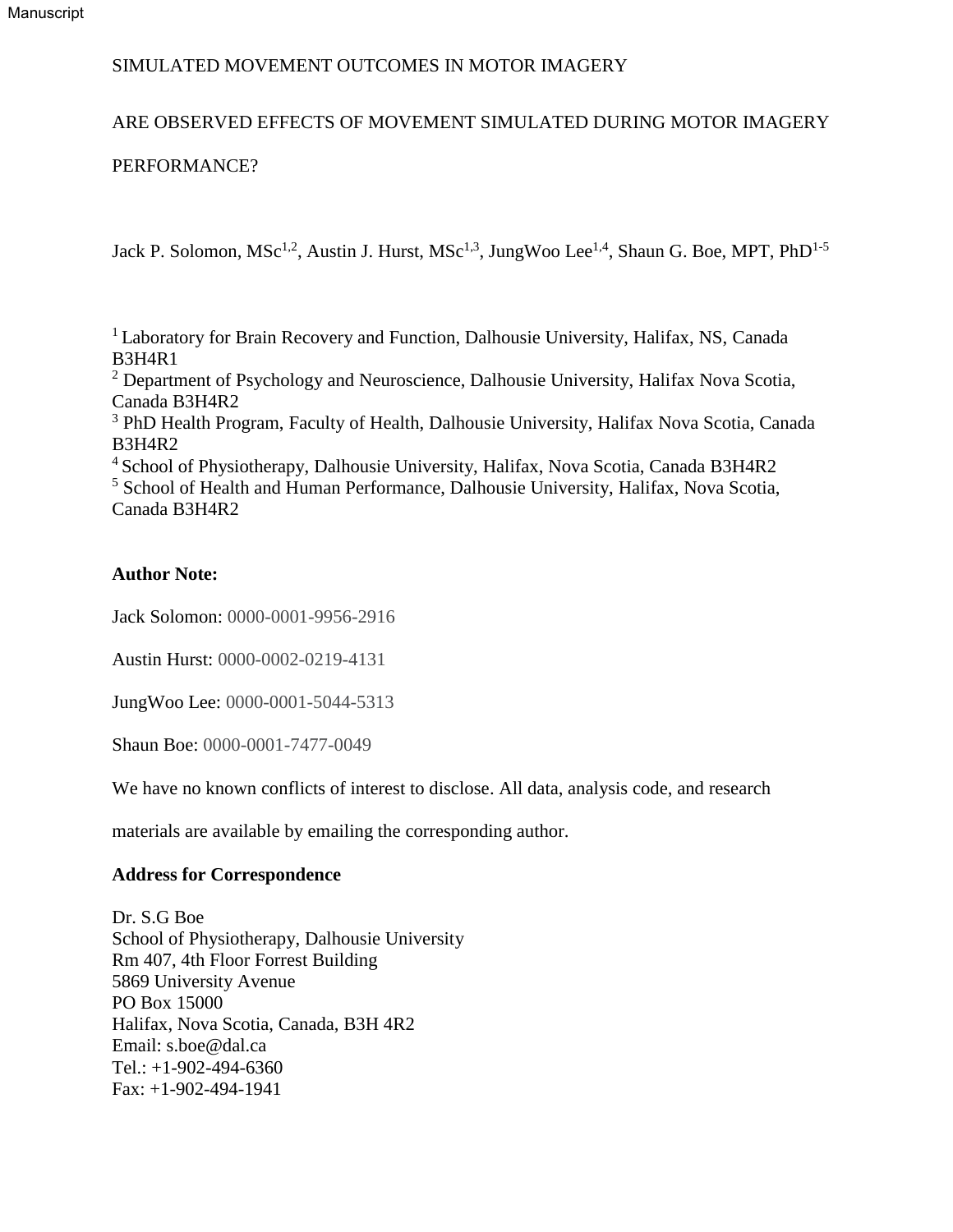SIMULATED MOVEMENT OUTCOMES IN MOTOR IMAGERY

ARE OBSERVED EFFECTS OF MOVEMENT SIMULATED DURING MOTOR IMAGERY PERFORMANCE?

Jack P. Solomon, MSc[1,2], Austin J. Hurst, MSc[1,3], JungWoo Lee[1,4], Shaun G. Boe, MPT, PhD[1-5]

[1] Laboratory for Brain Recovery and Function, Dalhousie University, Halifax, NS, Canada B3H4R1
[2] Department of Psychology and Neuroscience, Dalhousie University, Halifax Nova Scotia, Canada B3H4R2
[3] PhD Health Program, Faculty of Health, Dalhousie University, Halifax Nova Scotia, Canada B3H4R2
[4] School of Physiotherapy, Dalhousie University, Halifax, Nova Scotia, Canada B3H4R2
[5] School of Health and Human Performance, Dalhousie University, Halifax, Nova Scotia, Canada B3H4R2

**Author Note:**

Jack Solomon: 0000-0001-9956-2916

Austin Hurst: 0000-0002-0219-4131

JungWoo Lee: 0000-0001-5044-5313

Shaun Boe: 0000-0001-7477-0049

We have no known conflicts of interest to disclose. All data, analysis code, and research materials are available by emailing the corresponding author.

**Address for Correspondence**

Dr. S.G Boe
School of Physiotherapy, Dalhousie University
Rm 407, 4th Floor Forrest Building
5869 University Avenue
PO Box 15000
Halifax, Nova Scotia, Canada, B3H 4R2
Email: s.boe@dal.ca
Tel.: +1-902-494-6360
Fax: +1-902-494-1941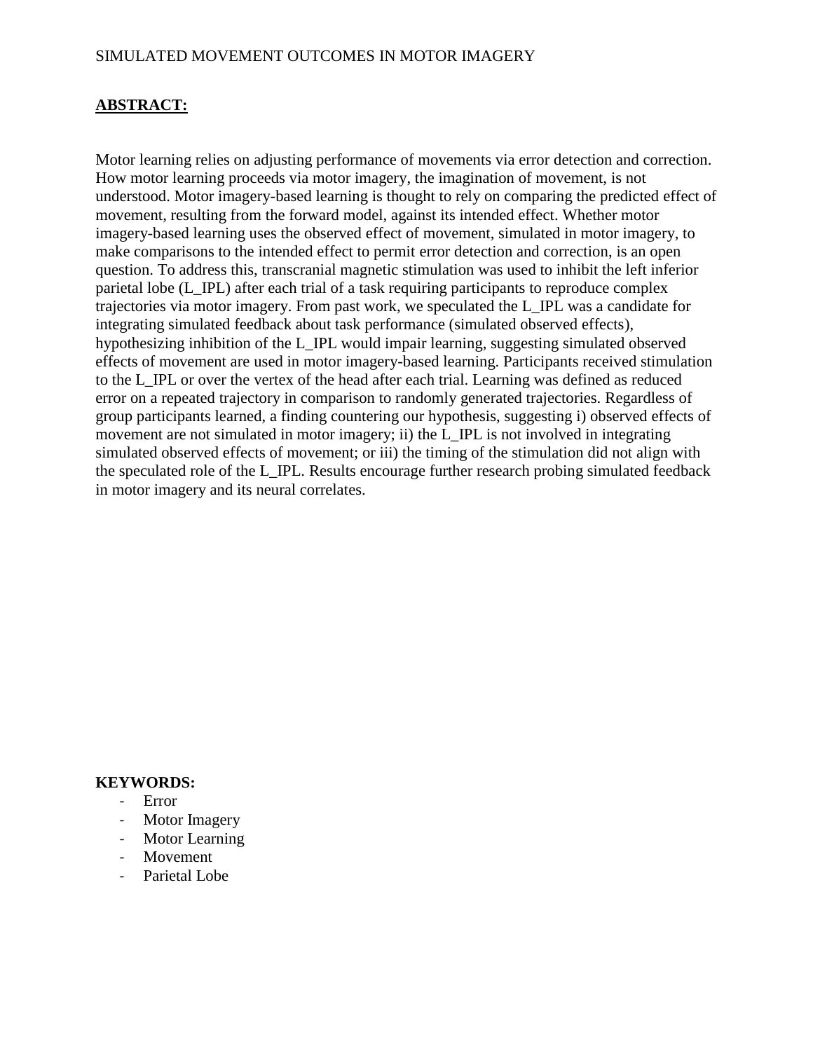## ABSTRACT:

Motor learning relies on adjusting performance of movements via error detection and correction. How motor learning proceeds via motor imagery, the imagination of movement, is not understood. Motor imagery-based learning is thought to rely on comparing the predicted effect of movement, resulting from the forward model, against its intended effect. Whether motor imagery-based learning uses the observed effect of movement, simulated in motor imagery, to make comparisons to the intended effect to permit error detection and correction, is an open question. To address this, transcranial magnetic stimulation was used to inhibit the left inferior parietal lobe (L_IPL) after each trial of a task requiring participants to reproduce complex trajectories via motor imagery. From past work, we speculated the L_IPL was a candidate for integrating simulated feedback about task performance (simulated observed effects), hypothesizing inhibition of the L_IPL would impair learning, suggesting simulated observed effects of movement are used in motor imagery-based learning. Participants received stimulation to the L_IPL or over the vertex of the head after each trial. Learning was defined as reduced error on a repeated trajectory in comparison to randomly generated trajectories. Regardless of group participants learned, a finding countering our hypothesis, suggesting i) observed effects of movement are not simulated in motor imagery; ii) the L_IPL is not involved in integrating simulated observed effects of movement; or iii) the timing of the stimulation did not align with the speculated role of the L_IPL. Results encourage further research probing simulated feedback in motor imagery and its neural correlates.

**KEYWORDS:**

- Error
- Motor Imagery
- Motor Learning
- Movement
- Parietal Lobe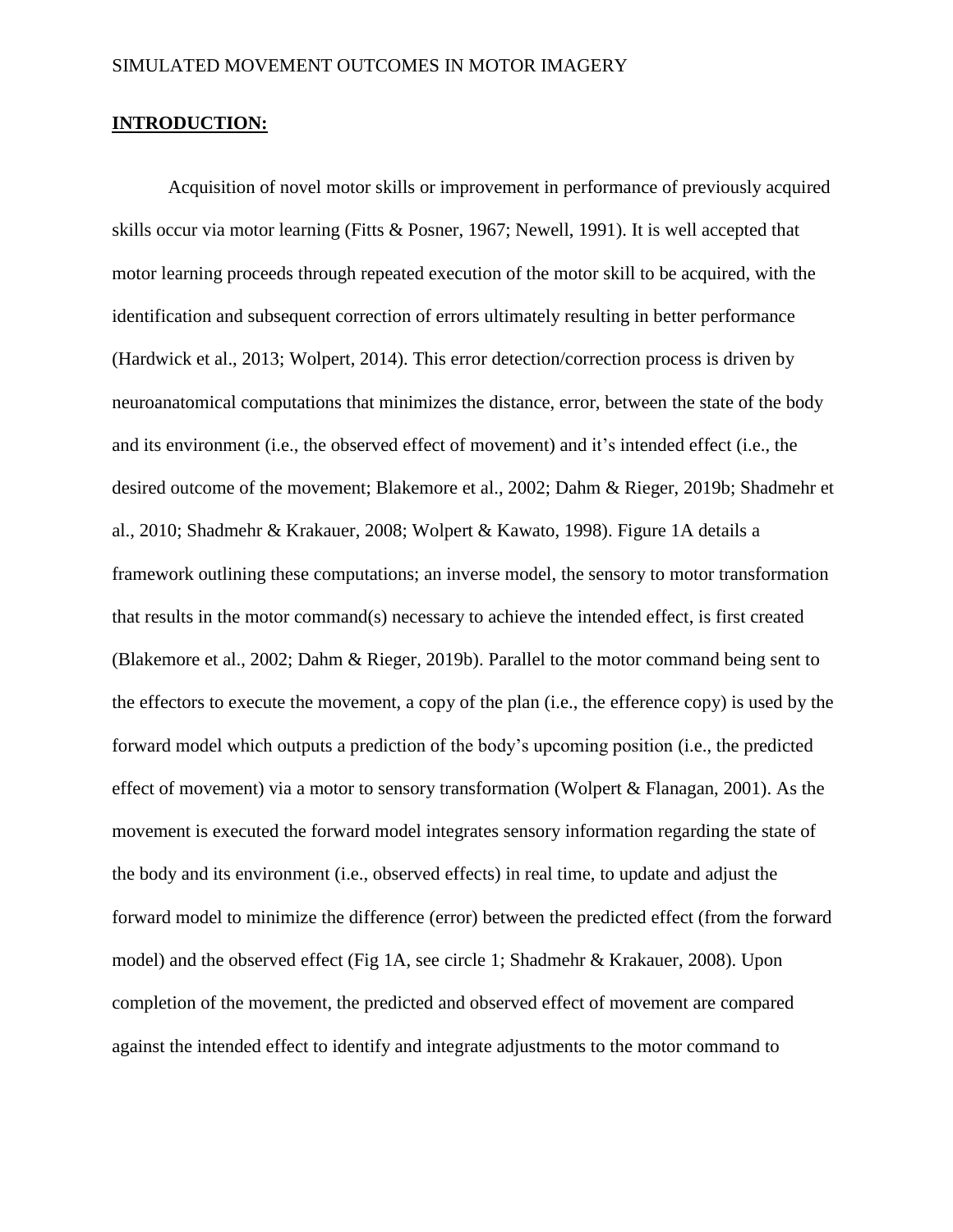## **INTRODUCTION:**

Acquisition of novel motor skills or improvement in performance of previously acquired skills occur via motor learning (Fitts & Posner, 1967; Newell, 1991). It is well accepted that motor learning proceeds through repeated execution of the motor skill to be acquired, with the identification and subsequent correction of errors ultimately resulting in better performance (Hardwick et al., 2013; Wolpert, 2014). This error detection/correction process is driven by neuroanatomical computations that minimizes the distance, error, between the state of the body and its environment (i.e., the observed effect of movement) and it's intended effect (i.e., the desired outcome of the movement; Blakemore et al., 2002; Dahm & Rieger, 2019b; Shadmehr et al., 2010; Shadmehr & Krakauer, 2008; Wolpert & Kawato, 1998). Figure 1A details a framework outlining these computations; an inverse model, the sensory to motor transformation that results in the motor command(s) necessary to achieve the intended effect, is first created (Blakemore et al., 2002; Dahm & Rieger, 2019b). Parallel to the motor command being sent to the effectors to execute the movement, a copy of the plan (i.e., the efference copy) is used by the forward model which outputs a prediction of the body's upcoming position (i.e., the predicted effect of movement) via a motor to sensory transformation (Wolpert & Flanagan, 2001). As the movement is executed the forward model integrates sensory information regarding the state of the body and its environment (i.e., observed effects) in real time, to update and adjust the forward model to minimize the difference (error) between the predicted effect (from the forward model) and the observed effect (Fig 1A, see circle 1; Shadmehr & Krakauer, 2008). Upon completion of the movement, the predicted and observed effect of movement are compared against the intended effect to identify and integrate adjustments to the motor command to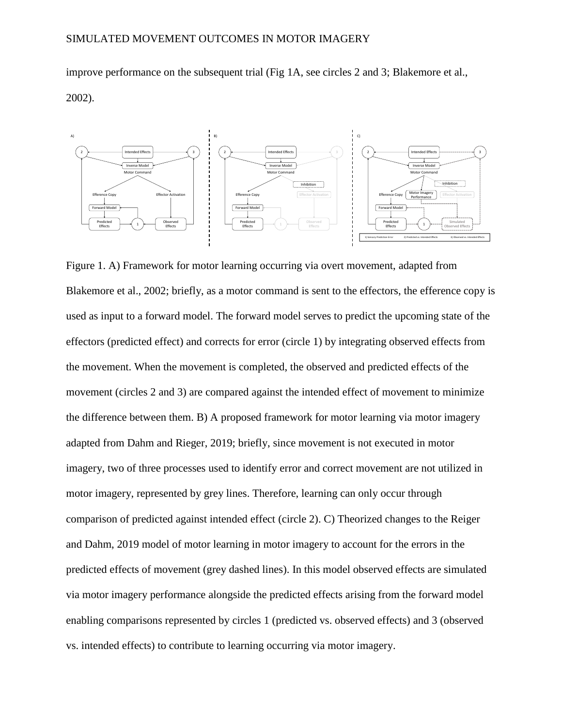improve performance on the subsequent trial (Fig 1A, see circles 2 and 3; Blakemore et al., 2002).

Figure 1. A) Framework for motor learning occurring via overt movement, adapted from Blakemore et al., 2002; briefly, as a motor command is sent to the effectors, the efference copy is used as input to a forward model. The forward model serves to predict the upcoming state of the effectors (predicted effect) and corrects for error (circle 1) by integrating observed effects from the movement. When the movement is completed, the observed and predicted effects of the movement (circles 2 and 3) are compared against the intended effect of movement to minimize the difference between them. B) A proposed framework for motor learning via motor imagery adapted from Dahm and Rieger, 2019; briefly, since movement is not executed in motor imagery, two of three processes used to identify error and correct movement are not utilized in motor imagery, represented by grey lines. Therefore, learning can only occur through comparison of predicted against intended effect (circle 2). C) Theorized changes to the Reiger and Dahm, 2019 model of motor learning in motor imagery to account for the errors in the predicted effects of movement (grey dashed lines). In this model observed effects are simulated via motor imagery performance alongside the predicted effects arising from the forward model enabling comparisons represented by circles 1 (predicted vs. observed effects) and 3 (observed vs. intended effects) to contribute to learning occurring via motor imagery.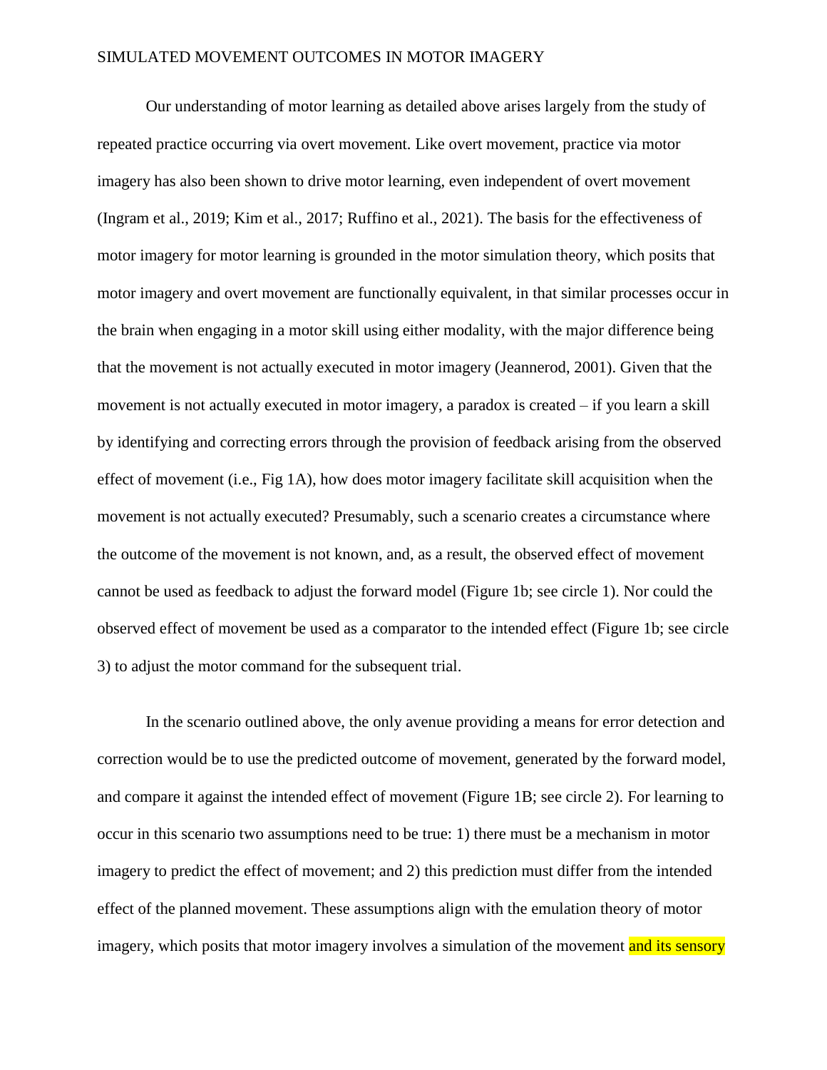Our understanding of motor learning as detailed above arises largely from the study of repeated practice occurring via overt movement. Like overt movement, practice via motor imagery has also been shown to drive motor learning, even independent of overt movement (Ingram et al., 2019; Kim et al., 2017; Ruffino et al., 2021). The basis for the effectiveness of motor imagery for motor learning is grounded in the motor simulation theory, which posits that motor imagery and overt movement are functionally equivalent, in that similar processes occur in the brain when engaging in a motor skill using either modality, with the major difference being that the movement is not actually executed in motor imagery (Jeannerod, 2001). Given that the movement is not actually executed in motor imagery, a paradox is created – if you learn a skill by identifying and correcting errors through the provision of feedback arising from the observed effect of movement (i.e., Fig 1A), how does motor imagery facilitate skill acquisition when the movement is not actually executed? Presumably, such a scenario creates a circumstance where the outcome of the movement is not known, and, as a result, the observed effect of movement cannot be used as feedback to adjust the forward model (Figure 1b; see circle 1). Nor could the observed effect of movement be used as a comparator to the intended effect (Figure 1b; see circle 3) to adjust the motor command for the subsequent trial.

In the scenario outlined above, the only avenue providing a means for error detection and correction would be to use the predicted outcome of movement, generated by the forward model, and compare it against the intended effect of movement (Figure 1B; see circle 2). For learning to occur in this scenario two assumptions need to be true: 1) there must be a mechanism in motor imagery to predict the effect of movement; and 2) this prediction must differ from the intended effect of the planned movement. These assumptions align with the emulation theory of motor imagery, which posits that motor imagery involves a simulation of the movement and its sensory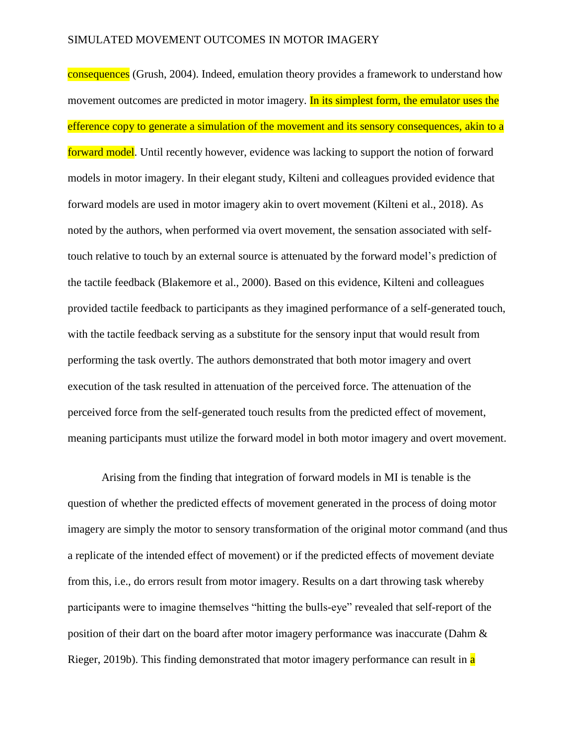consequences (Grush, 2004). Indeed, emulation theory provides a framework to understand how movement outcomes are predicted in motor imagery. In its simplest form, the emulator uses the efference copy to generate a simulation of the movement and its sensory consequences, akin to a forward model. Until recently however, evidence was lacking to support the notion of forward models in motor imagery. In their elegant study, Kilteni and colleagues provided evidence that forward models are used in motor imagery akin to overt movement (Kilteni et al., 2018). As noted by the authors, when performed via overt movement, the sensation associated with self-touch relative to touch by an external source is attenuated by the forward model's prediction of the tactile feedback (Blakemore et al., 2000). Based on this evidence, Kilteni and colleagues provided tactile feedback to participants as they imagined performance of a self-generated touch, with the tactile feedback serving as a substitute for the sensory input that would result from performing the task overtly. The authors demonstrated that both motor imagery and overt execution of the task resulted in attenuation of the perceived force. The attenuation of the perceived force from the self-generated touch results from the predicted effect of movement, meaning participants must utilize the forward model in both motor imagery and overt movement.

Arising from the finding that integration of forward models in MI is tenable is the question of whether the predicted effects of movement generated in the process of doing motor imagery are simply the motor to sensory transformation of the original motor command (and thus a replicate of the intended effect of movement) or if the predicted effects of movement deviate from this, i.e., do errors result from motor imagery. Results on a dart throwing task whereby participants were to imagine themselves "hitting the bulls-eye" revealed that self-report of the position of their dart on the board after motor imagery performance was inaccurate (Dahm & Rieger, 2019b). This finding demonstrated that motor imagery performance can result in a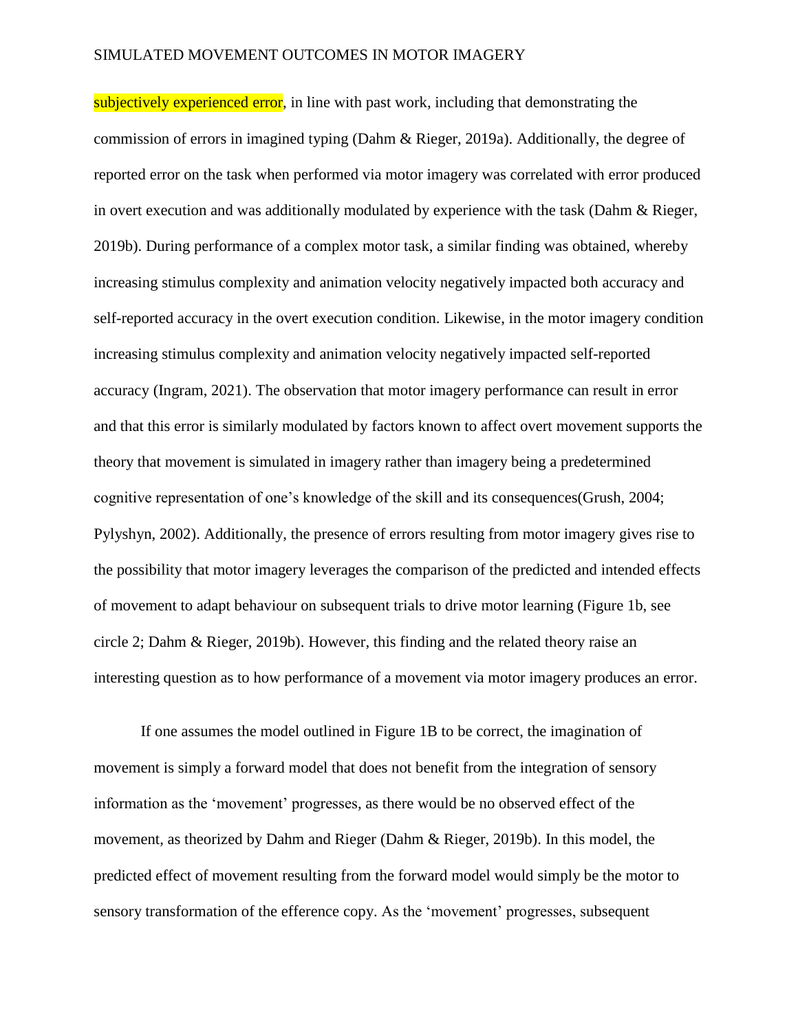subjectively experienced error, in line with past work, including that demonstrating the commission of errors in imagined typing (Dahm & Rieger, 2019a). Additionally, the degree of reported error on the task when performed via motor imagery was correlated with error produced in overt execution and was additionally modulated by experience with the task (Dahm & Rieger, 2019b). During performance of a complex motor task, a similar finding was obtained, whereby increasing stimulus complexity and animation velocity negatively impacted both accuracy and self-reported accuracy in the overt execution condition. Likewise, in the motor imagery condition increasing stimulus complexity and animation velocity negatively impacted self-reported accuracy (Ingram, 2021). The observation that motor imagery performance can result in error and that this error is similarly modulated by factors known to affect overt movement supports the theory that movement is simulated in imagery rather than imagery being a predetermined cognitive representation of one's knowledge of the skill and its consequences(Grush, 2004; Pylyshyn, 2002). Additionally, the presence of errors resulting from motor imagery gives rise to the possibility that motor imagery leverages the comparison of the predicted and intended effects of movement to adapt behaviour on subsequent trials to drive motor learning (Figure 1b, see circle 2; Dahm & Rieger, 2019b). However, this finding and the related theory raise an interesting question as to how performance of a movement via motor imagery produces an error.

If one assumes the model outlined in Figure 1B to be correct, the imagination of movement is simply a forward model that does not benefit from the integration of sensory information as the 'movement' progresses, as there would be no observed effect of the movement, as theorized by Dahm and Rieger (Dahm & Rieger, 2019b). In this model, the predicted effect of movement resulting from the forward model would simply be the motor to sensory transformation of the efference copy. As the 'movement' progresses, subsequent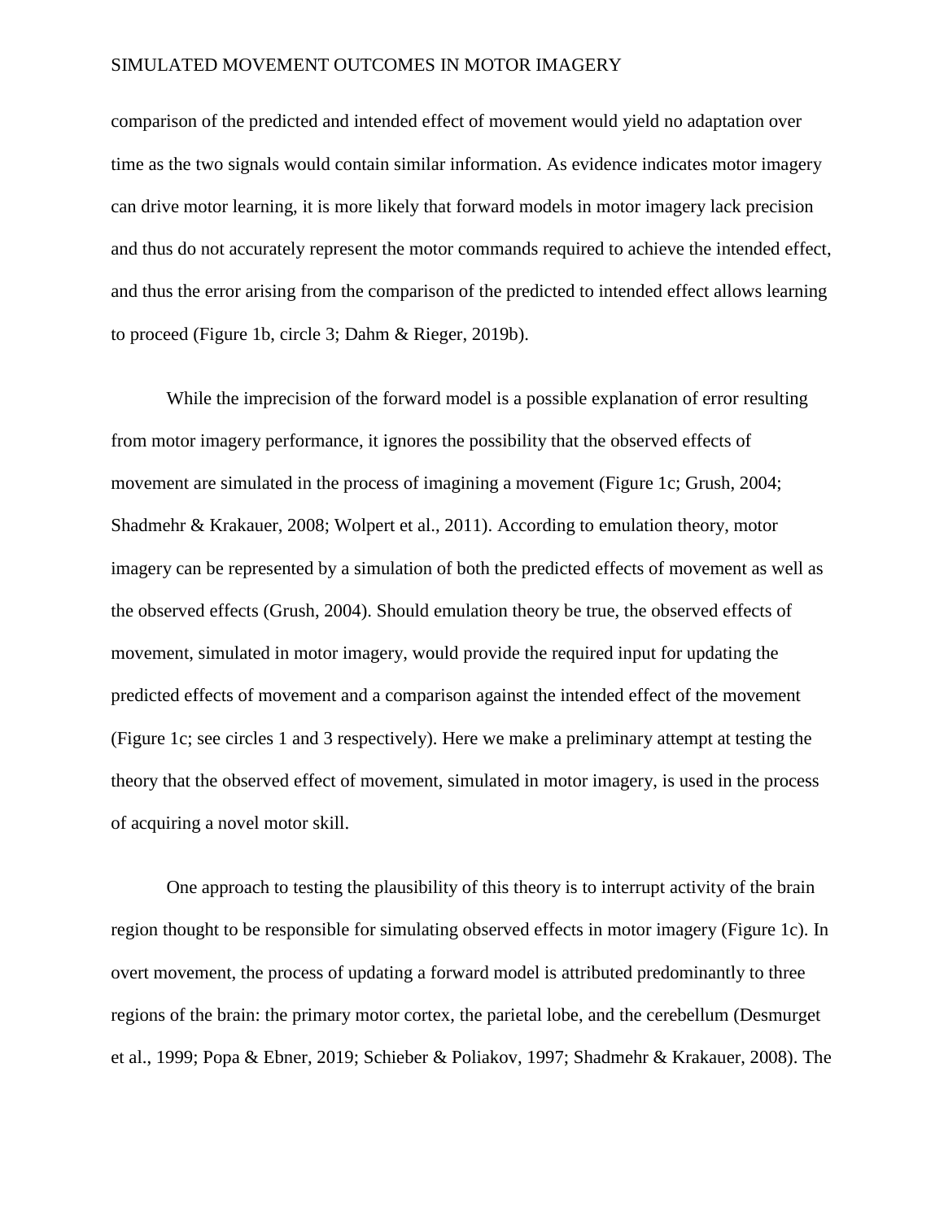comparison of the predicted and intended effect of movement would yield no adaptation over time as the two signals would contain similar information. As evidence indicates motor imagery can drive motor learning, it is more likely that forward models in motor imagery lack precision and thus do not accurately represent the motor commands required to achieve the intended effect, and thus the error arising from the comparison of the predicted to intended effect allows learning to proceed (Figure 1b, circle 3; Dahm & Rieger, 2019b).

While the imprecision of the forward model is a possible explanation of error resulting from motor imagery performance, it ignores the possibility that the observed effects of movement are simulated in the process of imagining a movement (Figure 1c; Grush, 2004; Shadmehr & Krakauer, 2008; Wolpert et al., 2011). According to emulation theory, motor imagery can be represented by a simulation of both the predicted effects of movement as well as the observed effects (Grush, 2004). Should emulation theory be true, the observed effects of movement, simulated in motor imagery, would provide the required input for updating the predicted effects of movement and a comparison against the intended effect of the movement (Figure 1c; see circles 1 and 3 respectively). Here we make a preliminary attempt at testing the theory that the observed effect of movement, simulated in motor imagery, is used in the process of acquiring a novel motor skill.

One approach to testing the plausibility of this theory is to interrupt activity of the brain region thought to be responsible for simulating observed effects in motor imagery (Figure 1c). In overt movement, the process of updating a forward model is attributed predominantly to three regions of the brain: the primary motor cortex, the parietal lobe, and the cerebellum (Desmurget et al., 1999; Popa & Ebner, 2019; Schieber & Poliakov, 1997; Shadmehr & Krakauer, 2008). The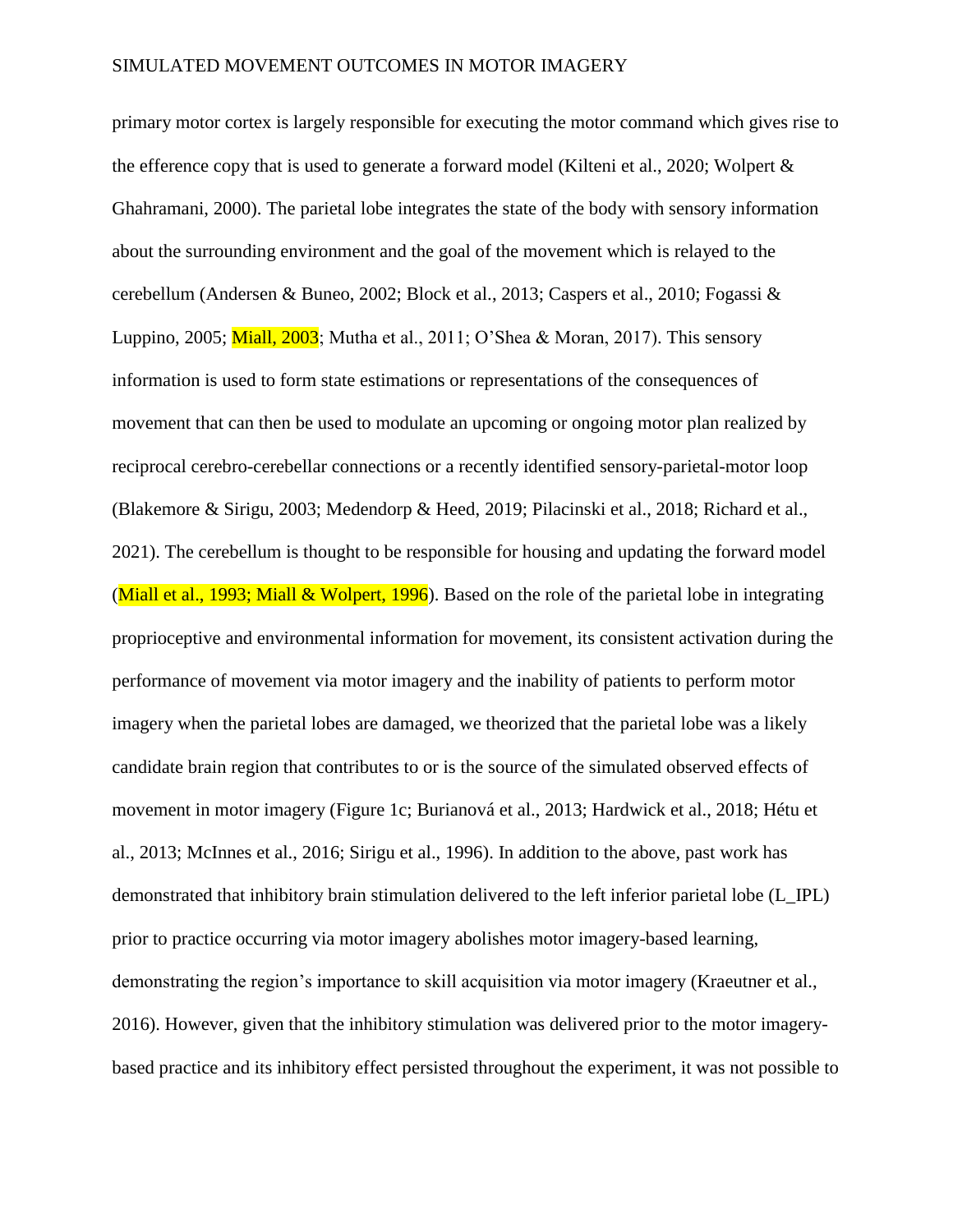primary motor cortex is largely responsible for executing the motor command which gives rise to the efference copy that is used to generate a forward model (Kilteni et al., 2020; Wolpert & Ghahramani, 2000). The parietal lobe integrates the state of the body with sensory information about the surrounding environment and the goal of the movement which is relayed to the cerebellum (Andersen & Buneo, 2002; Block et al., 2013; Caspers et al., 2010; Fogassi & Luppino, 2005; Miall, 2003; Mutha et al., 2011; O'Shea & Moran, 2017). This sensory information is used to form state estimations or representations of the consequences of movement that can then be used to modulate an upcoming or ongoing motor plan realized by reciprocal cerebro-cerebellar connections or a recently identified sensory-parietal-motor loop (Blakemore & Sirigu, 2003; Medendorp & Heed, 2019; Pilacinski et al., 2018; Richard et al., 2021). The cerebellum is thought to be responsible for housing and updating the forward model (Miall et al., 1993; Miall & Wolpert, 1996). Based on the role of the parietal lobe in integrating proprioceptive and environmental information for movement, its consistent activation during the performance of movement via motor imagery and the inability of patients to perform motor imagery when the parietal lobes are damaged, we theorized that the parietal lobe was a likely candidate brain region that contributes to or is the source of the simulated observed effects of movement in motor imagery (Figure 1c; Burianová et al., 2013; Hardwick et al., 2018; Hétu et al., 2013; McInnes et al., 2016; Sirigu et al., 1996). In addition to the above, past work has demonstrated that inhibitory brain stimulation delivered to the left inferior parietal lobe (L_IPL) prior to practice occurring via motor imagery abolishes motor imagery-based learning, demonstrating the region's importance to skill acquisition via motor imagery (Kraeutner et al., 2016). However, given that the inhibitory stimulation was delivered prior to the motor imagery-based practice and its inhibitory effect persisted throughout the experiment, it was not possible to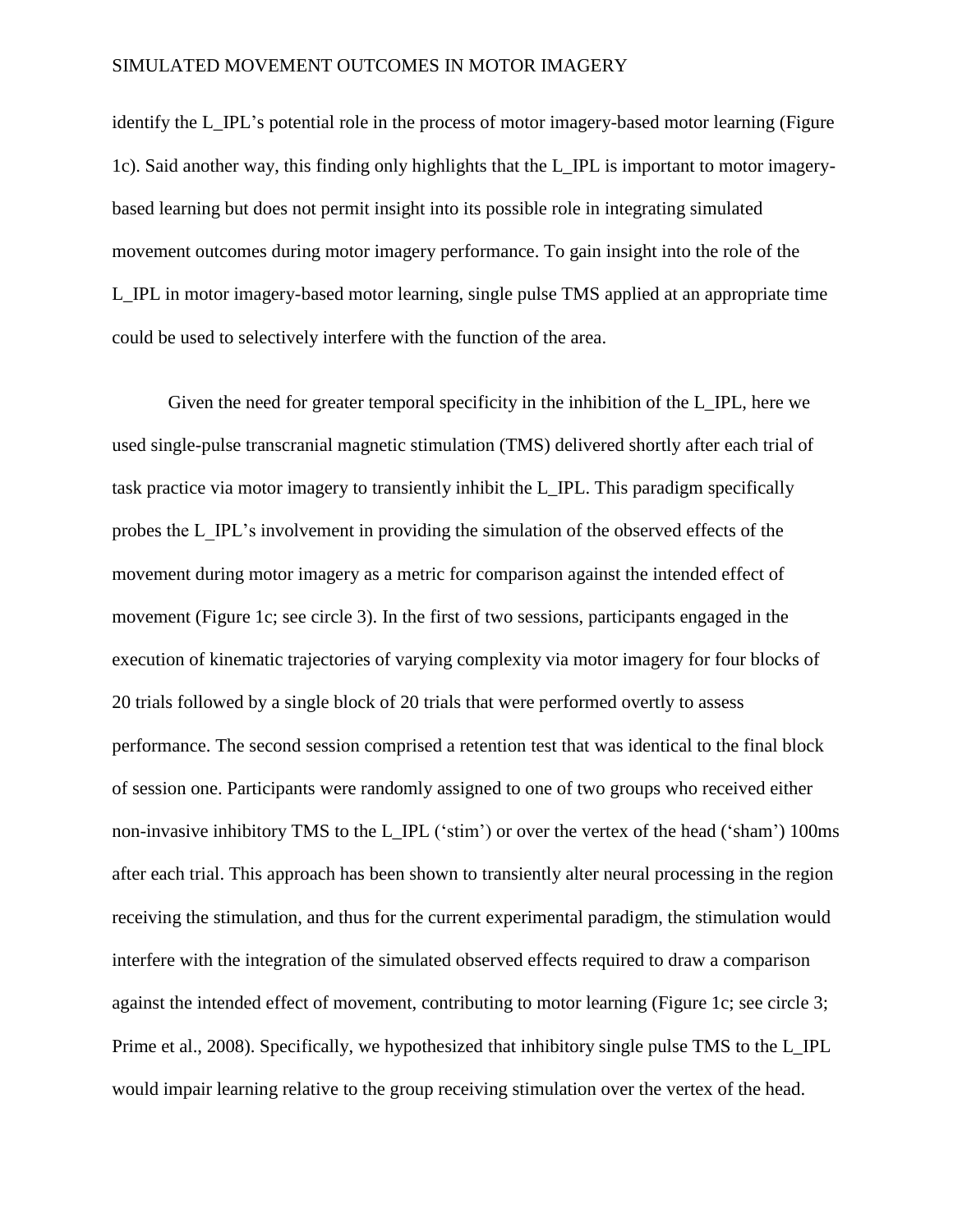identify the L_IPL's potential role in the process of motor imagery-based motor learning (Figure 1c). Said another way, this finding only highlights that the L_IPL is important to motor imagery-based learning but does not permit insight into its possible role in integrating simulated movement outcomes during motor imagery performance. To gain insight into the role of the L_IPL in motor imagery-based motor learning, single pulse TMS applied at an appropriate time could be used to selectively interfere with the function of the area.

Given the need for greater temporal specificity in the inhibition of the L_IPL, here we used single-pulse transcranial magnetic stimulation (TMS) delivered shortly after each trial of task practice via motor imagery to transiently inhibit the L_IPL. This paradigm specifically probes the L_IPL's involvement in providing the simulation of the observed effects of the movement during motor imagery as a metric for comparison against the intended effect of movement (Figure 1c; see circle 3). In the first of two sessions, participants engaged in the execution of kinematic trajectories of varying complexity via motor imagery for four blocks of 20 trials followed by a single block of 20 trials that were performed overtly to assess performance. The second session comprised a retention test that was identical to the final block of session one. Participants were randomly assigned to one of two groups who received either non-invasive inhibitory TMS to the L_IPL ('stim') or over the vertex of the head ('sham') 100ms after each trial. This approach has been shown to transiently alter neural processing in the region receiving the stimulation, and thus for the current experimental paradigm, the stimulation would interfere with the integration of the simulated observed effects required to draw a comparison against the intended effect of movement, contributing to motor learning (Figure 1c; see circle 3; Prime et al., 2008). Specifically, we hypothesized that inhibitory single pulse TMS to the L_IPL would impair learning relative to the group receiving stimulation over the vertex of the head.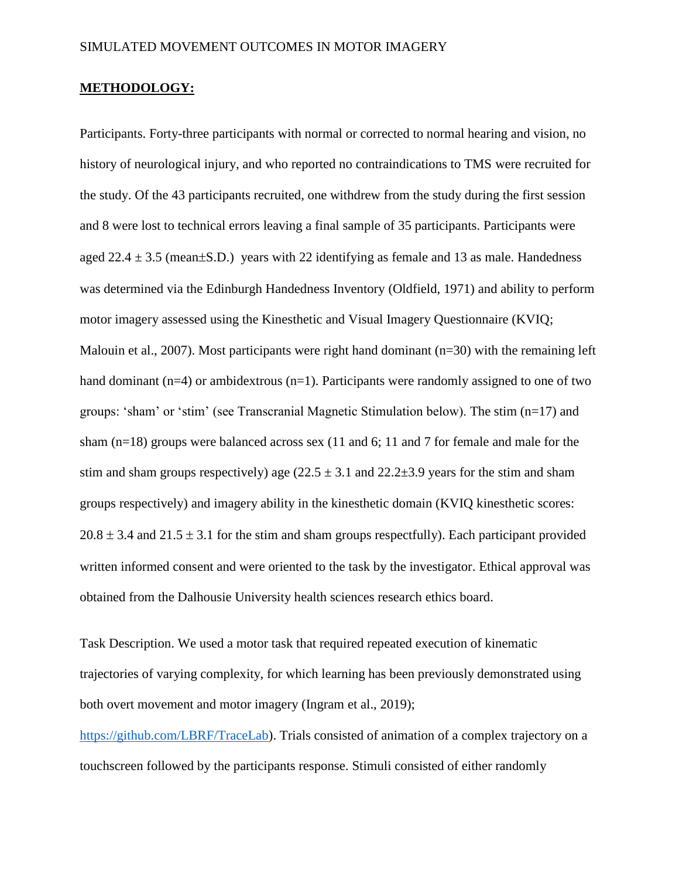## **METHODOLOGY:**

Participants. Forty-three participants with normal or corrected to normal hearing and vision, no history of neurological injury, and who reported no contraindications to TMS were recruited for the study. Of the 43 participants recruited, one withdrew from the study during the first session and 8 were lost to technical errors leaving a final sample of 35 participants. Participants were aged 22.4 ± 3.5 (mean±S.D.) years with 22 identifying as female and 13 as male. Handedness was determined via the Edinburgh Handedness Inventory (Oldfield, 1971) and ability to perform motor imagery assessed using the Kinesthetic and Visual Imagery Questionnaire (KVIQ; Malouin et al., 2007). Most participants were right hand dominant (n=30) with the remaining left hand dominant (n=4) or ambidextrous (n=1). Participants were randomly assigned to one of two groups: 'sham' or 'stim' (see Transcranial Magnetic Stimulation below). The stim (n=17) and sham (n=18) groups were balanced across sex (11 and 6; 11 and 7 for female and male for the stim and sham groups respectively) age (22.5 ± 3.1 and 22.2±3.9 years for the stim and sham groups respectively) and imagery ability in the kinesthetic domain (KVIQ kinesthetic scores: 20.8 ± 3.4 and 21.5 ± 3.1 for the stim and sham groups respectfully). Each participant provided written informed consent and were oriented to the task by the investigator. Ethical approval was obtained from the Dalhousie University health sciences research ethics board.

Task Description. We used a motor task that required repeated execution of kinematic trajectories of varying complexity, for which learning has been previously demonstrated using both overt movement and motor imagery (Ingram et al., 2019); [https://github.com/LBRF/TraceLab](https://github.com/LBRF/TraceLab)). Trials consisted of animation of a complex trajectory on a touchscreen followed by the participants response. Stimuli consisted of either randomly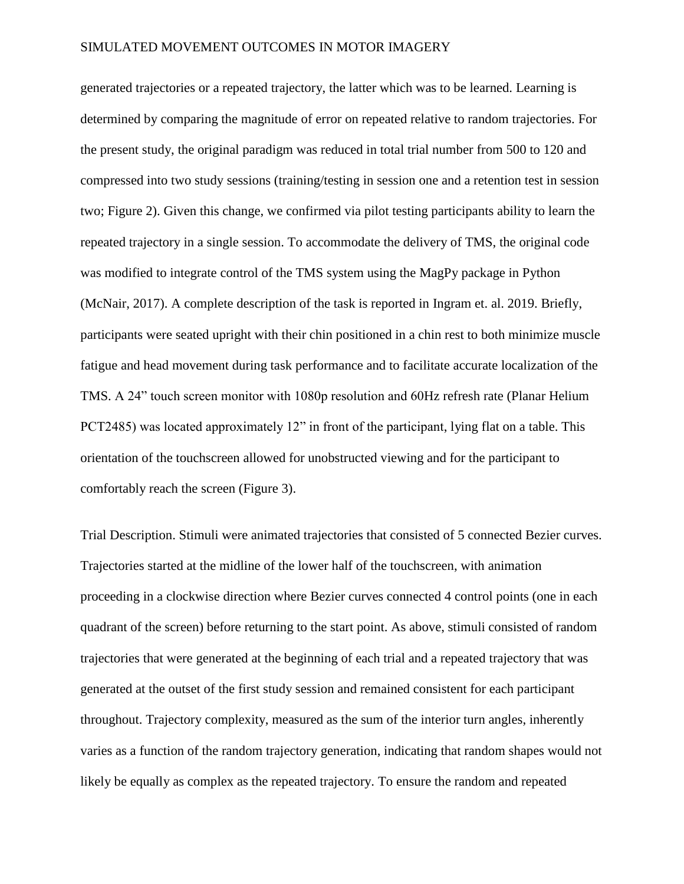generated trajectories or a repeated trajectory, the latter which was to be learned. Learning is determined by comparing the magnitude of error on repeated relative to random trajectories. For the present study, the original paradigm was reduced in total trial number from 500 to 120 and compressed into two study sessions (training/testing in session one and a retention test in session two; Figure 2). Given this change, we confirmed via pilot testing participants ability to learn the repeated trajectory in a single session. To accommodate the delivery of TMS, the original code was modified to integrate control of the TMS system using the MagPy package in Python (McNair, 2017). A complete description of the task is reported in Ingram et. al. 2019. Briefly, participants were seated upright with their chin positioned in a chin rest to both minimize muscle fatigue and head movement during task performance and to facilitate accurate localization of the TMS. A 24" touch screen monitor with 1080p resolution and 60Hz refresh rate (Planar Helium PCT2485) was located approximately 12" in front of the participant, lying flat on a table. This orientation of the touchscreen allowed for unobstructed viewing and for the participant to comfortably reach the screen (Figure 3).

Trial Description. Stimuli were animated trajectories that consisted of 5 connected Bezier curves. Trajectories started at the midline of the lower half of the touchscreen, with animation proceeding in a clockwise direction where Bezier curves connected 4 control points (one in each quadrant of the screen) before returning to the start point. As above, stimuli consisted of random trajectories that were generated at the beginning of each trial and a repeated trajectory that was generated at the outset of the first study session and remained consistent for each participant throughout. Trajectory complexity, measured as the sum of the interior turn angles, inherently varies as a function of the random trajectory generation, indicating that random shapes would not likely be equally as complex as the repeated trajectory. To ensure the random and repeated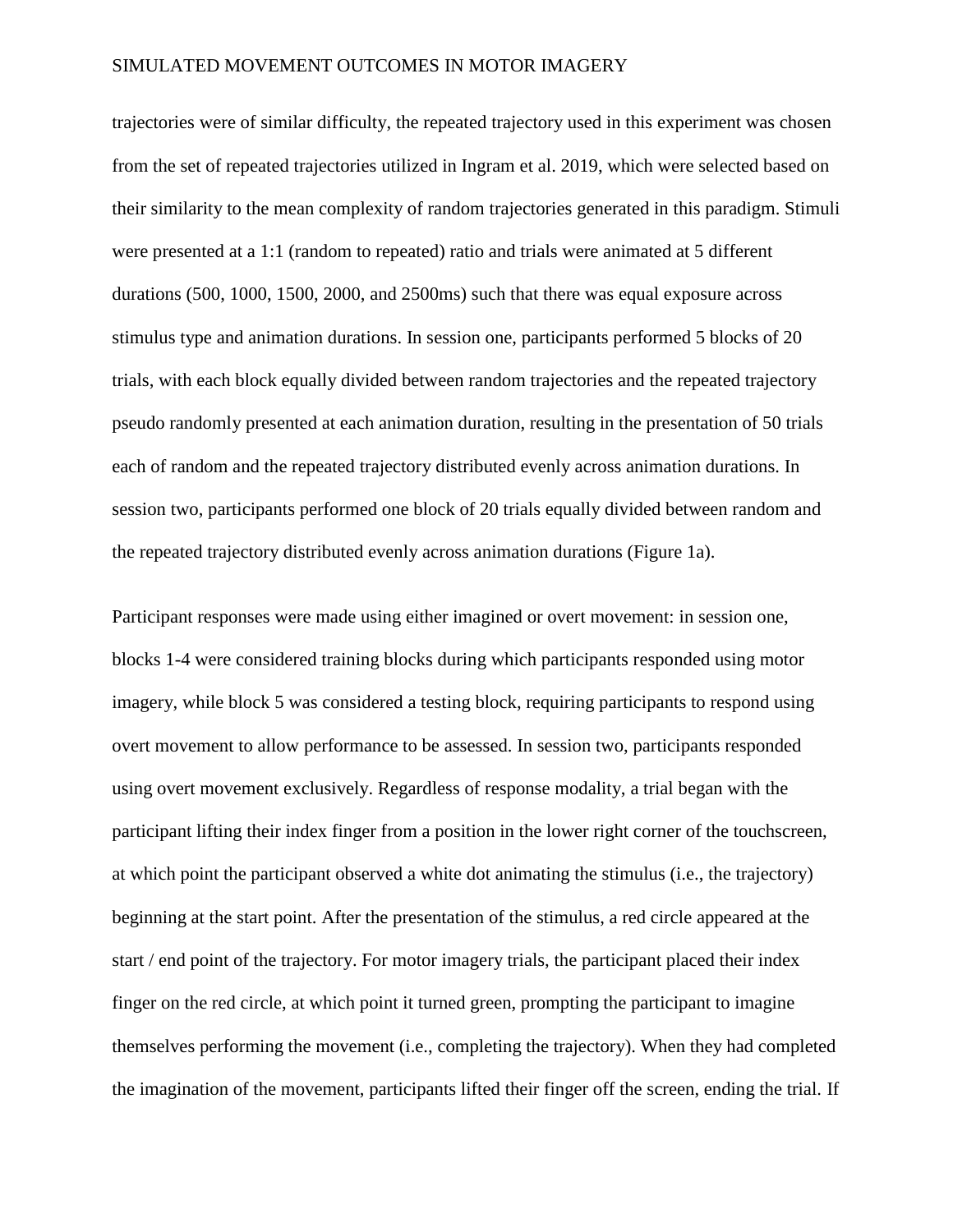trajectories were of similar difficulty, the repeated trajectory used in this experiment was chosen from the set of repeated trajectories utilized in Ingram et al. 2019, which were selected based on their similarity to the mean complexity of random trajectories generated in this paradigm. Stimuli were presented at a 1:1 (random to repeated) ratio and trials were animated at 5 different durations (500, 1000, 1500, 2000, and 2500ms) such that there was equal exposure across stimulus type and animation durations. In session one, participants performed 5 blocks of 20 trials, with each block equally divided between random trajectories and the repeated trajectory pseudo randomly presented at each animation duration, resulting in the presentation of 50 trials each of random and the repeated trajectory distributed evenly across animation durations. In session two, participants performed one block of 20 trials equally divided between random and the repeated trajectory distributed evenly across animation durations (Figure 1a).

Participant responses were made using either imagined or overt movement: in session one, blocks 1-4 were considered training blocks during which participants responded using motor imagery, while block 5 was considered a testing block, requiring participants to respond using overt movement to allow performance to be assessed. In session two, participants responded using overt movement exclusively. Regardless of response modality, a trial began with the participant lifting their index finger from a position in the lower right corner of the touchscreen, at which point the participant observed a white dot animating the stimulus (i.e., the trajectory) beginning at the start point. After the presentation of the stimulus, a red circle appeared at the start / end point of the trajectory. For motor imagery trials, the participant placed their index finger on the red circle, at which point it turned green, prompting the participant to imagine themselves performing the movement (i.e., completing the trajectory). When they had completed the imagination of the movement, participants lifted their finger off the screen, ending the trial. If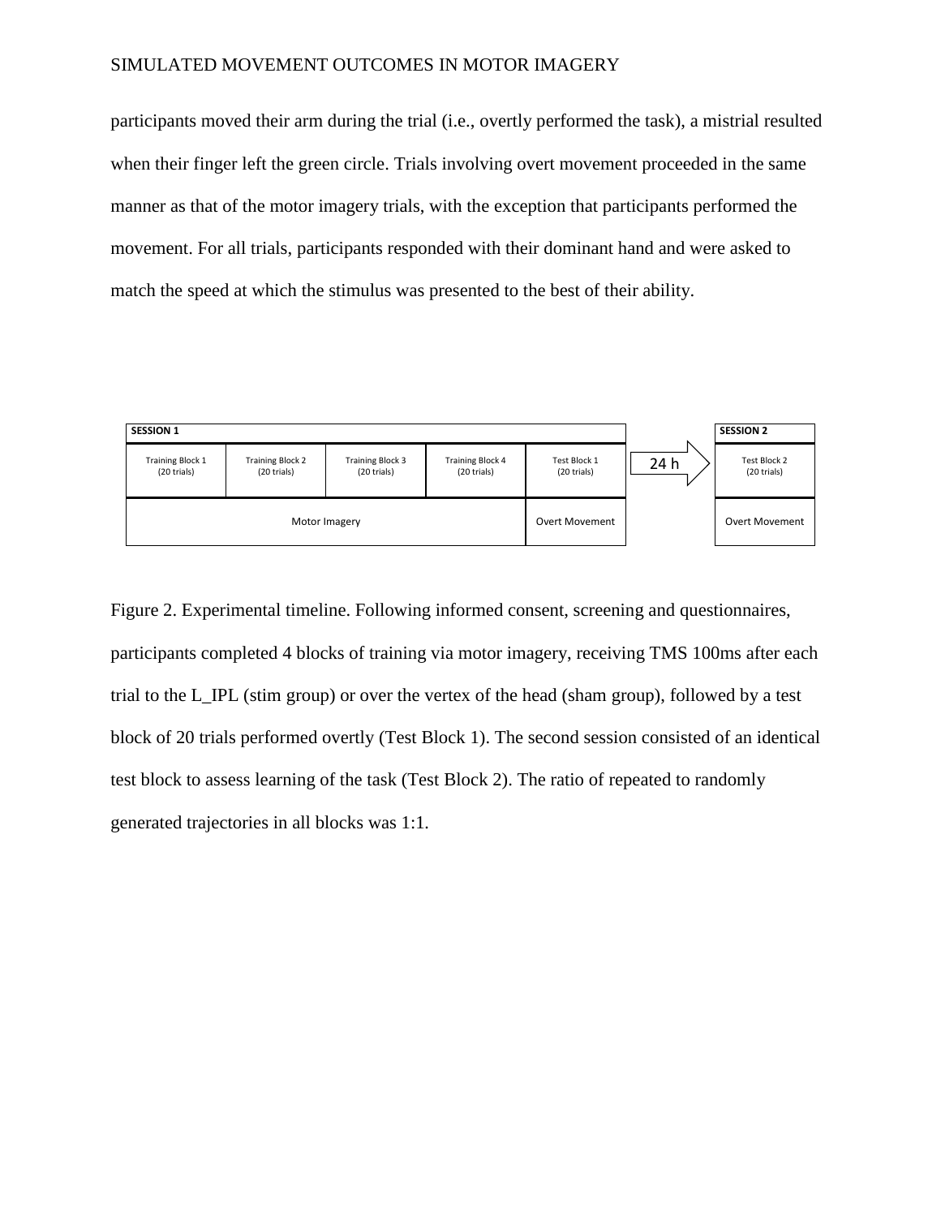participants moved their arm during the trial (i.e., overtly performed the task), a mistrial resulted when their finger left the green circle. Trials involving overt movement proceeded in the same manner as that of the motor imagery trials, with the exception that participants performed the movement. For all trials, participants responded with their dominant hand and were asked to match the speed at which the stimulus was presented to the best of their ability.

| SESSION 1 | | | | | | SESSION 2 |
|---|---|---|---|---|---|---|
| Training Block 1 (20 trials) | Training Block 2 (20 trials) | Training Block 3 (20 trials) | Training Block 4 (20 trials) | Test Block 1 (20 trials) | 24 h | Test Block 2 (20 trials) |
| Motor Imagery | | | | Overt Movement | | Overt Movement |

Figure 2. Experimental timeline. Following informed consent, screening and questionnaires, participants completed 4 blocks of training via motor imagery, receiving TMS 100ms after each trial to the L_IPL (stim group) or over the vertex of the head (sham group), followed by a test block of 20 trials performed overtly (Test Block 1). The second session consisted of an identical test block to assess learning of the task (Test Block 2). The ratio of repeated to randomly generated trajectories in all blocks was 1:1.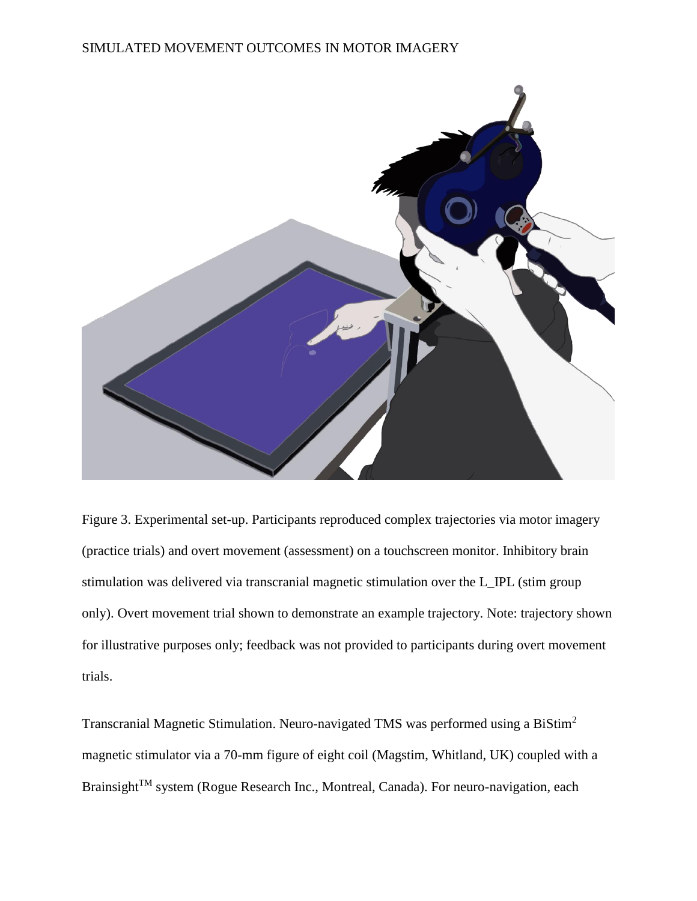Figure 3. Experimental set-up. Participants reproduced complex trajectories via motor imagery (practice trials) and overt movement (assessment) on a touchscreen monitor. Inhibitory brain stimulation was delivered via transcranial magnetic stimulation over the L_IPL (stim group only). Overt movement trial shown to demonstrate an example trajectory. Note: trajectory shown for illustrative purposes only; feedback was not provided to participants during overt movement trials.

Transcranial Magnetic Stimulation. Neuro-navigated TMS was performed using a BiStim$^2$ magnetic stimulator via a 70-mm figure of eight coil (Magstim, Whitland, UK) coupled with a Brainsight$^{TM}$ system (Rogue Research Inc., Montreal, Canada). For neuro-navigation, each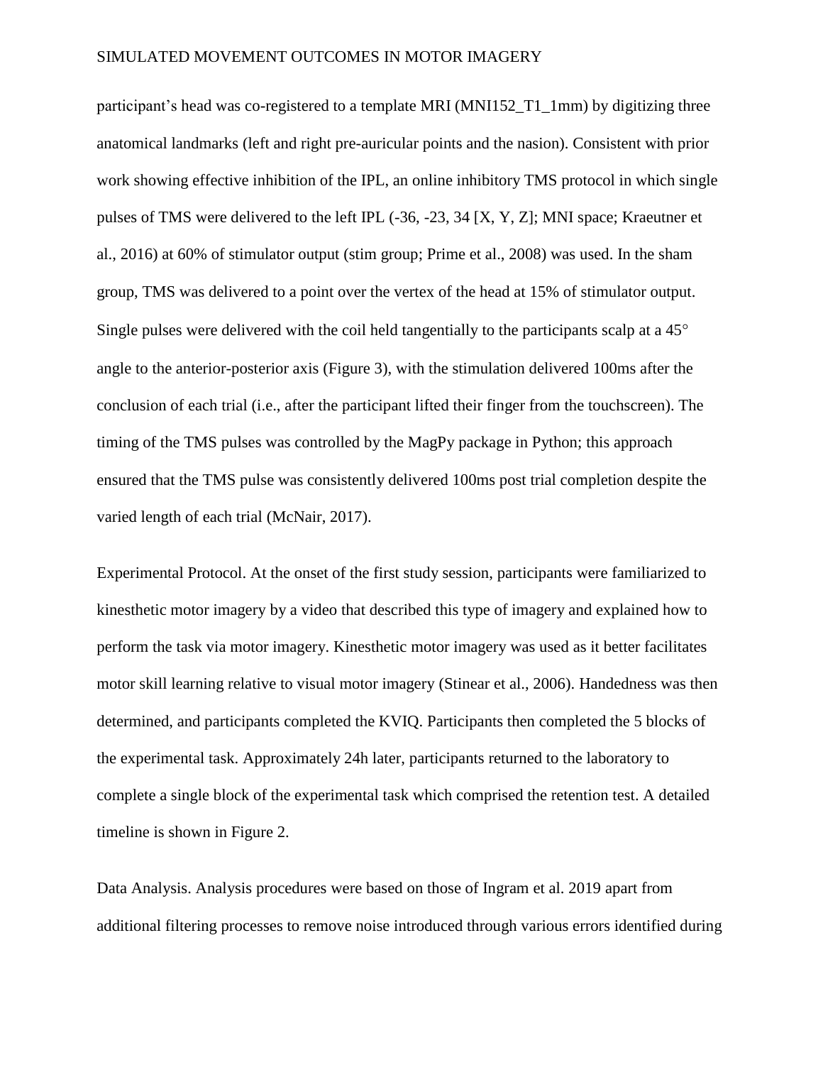participant's head was co-registered to a template MRI (MNI152_T1_1mm) by digitizing three anatomical landmarks (left and right pre-auricular points and the nasion). Consistent with prior work showing effective inhibition of the IPL, an online inhibitory TMS protocol in which single pulses of TMS were delivered to the left IPL (-36, -23, 34 [X, Y, Z]; MNI space; Kraeutner et al., 2016) at 60% of stimulator output (stim group; Prime et al., 2008) was used. In the sham group, TMS was delivered to a point over the vertex of the head at 15% of stimulator output. Single pulses were delivered with the coil held tangentially to the participants scalp at a 45° angle to the anterior-posterior axis (Figure 3), with the stimulation delivered 100ms after the conclusion of each trial (i.e., after the participant lifted their finger from the touchscreen). The timing of the TMS pulses was controlled by the MagPy package in Python; this approach ensured that the TMS pulse was consistently delivered 100ms post trial completion despite the varied length of each trial (McNair, 2017).

Experimental Protocol. At the onset of the first study session, participants were familiarized to kinesthetic motor imagery by a video that described this type of imagery and explained how to perform the task via motor imagery. Kinesthetic motor imagery was used as it better facilitates motor skill learning relative to visual motor imagery (Stinear et al., 2006). Handedness was then determined, and participants completed the KVIQ. Participants then completed the 5 blocks of the experimental task. Approximately 24h later, participants returned to the laboratory to complete a single block of the experimental task which comprised the retention test. A detailed timeline is shown in Figure 2.

Data Analysis. Analysis procedures were based on those of Ingram et al. 2019 apart from additional filtering processes to remove noise introduced through various errors identified during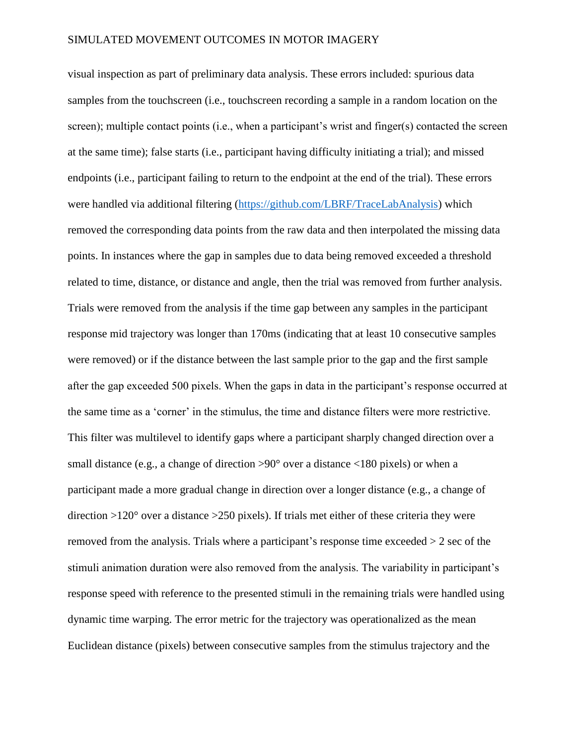visual inspection as part of preliminary data analysis. These errors included: spurious data samples from the touchscreen (i.e., touchscreen recording a sample in a random location on the screen); multiple contact points (i.e., when a participant's wrist and finger(s) contacted the screen at the same time); false starts (i.e., participant having difficulty initiating a trial); and missed endpoints (i.e., participant failing to return to the endpoint at the end of the trial). These errors were handled via additional filtering (https://github.com/LBRF/TraceLabAnalysis) which removed the corresponding data points from the raw data and then interpolated the missing data points. In instances where the gap in samples due to data being removed exceeded a threshold related to time, distance, or distance and angle, then the trial was removed from further analysis. Trials were removed from the analysis if the time gap between any samples in the participant response mid trajectory was longer than 170ms (indicating that at least 10 consecutive samples were removed) or if the distance between the last sample prior to the gap and the first sample after the gap exceeded 500 pixels. When the gaps in data in the participant's response occurred at the same time as a 'corner' in the stimulus, the time and distance filters were more restrictive. This filter was multilevel to identify gaps where a participant sharply changed direction over a small distance (e.g., a change of direction >90° over a distance <180 pixels) or when a participant made a more gradual change in direction over a longer distance (e.g., a change of direction >120° over a distance >250 pixels). If trials met either of these criteria they were removed from the analysis. Trials where a participant's response time exceeded > 2 sec of the stimuli animation duration were also removed from the analysis. The variability in participant's response speed with reference to the presented stimuli in the remaining trials were handled using dynamic time warping. The error metric for the trajectory was operationalized as the mean Euclidean distance (pixels) between consecutive samples from the stimulus trajectory and the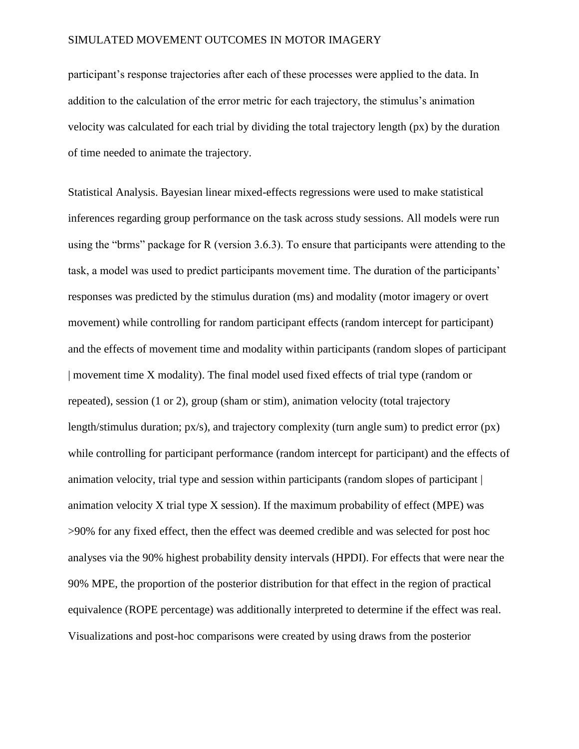participant's response trajectories after each of these processes were applied to the data. In addition to the calculation of the error metric for each trajectory, the stimulus's animation velocity was calculated for each trial by dividing the total trajectory length (px) by the duration of time needed to animate the trajectory.

Statistical Analysis. Bayesian linear mixed-effects regressions were used to make statistical inferences regarding group performance on the task across study sessions. All models were run using the "brms" package for R (version 3.6.3). To ensure that participants were attending to the task, a model was used to predict participants movement time. The duration of the participants' responses was predicted by the stimulus duration (ms) and modality (motor imagery or overt movement) while controlling for random participant effects (random intercept for participant) and the effects of movement time and modality within participants (random slopes of participant | movement time X modality). The final model used fixed effects of trial type (random or repeated), session (1 or 2), group (sham or stim), animation velocity (total trajectory length/stimulus duration; px/s), and trajectory complexity (turn angle sum) to predict error (px) while controlling for participant performance (random intercept for participant) and the effects of animation velocity, trial type and session within participants (random slopes of participant | animation velocity X trial type X session). If the maximum probability of effect (MPE) was >90% for any fixed effect, then the effect was deemed credible and was selected for post hoc analyses via the 90% highest probability density intervals (HPDI). For effects that were near the 90% MPE, the proportion of the posterior distribution for that effect in the region of practical equivalence (ROPE percentage) was additionally interpreted to determine if the effect was real. Visualizations and post-hoc comparisons were created by using draws from the posterior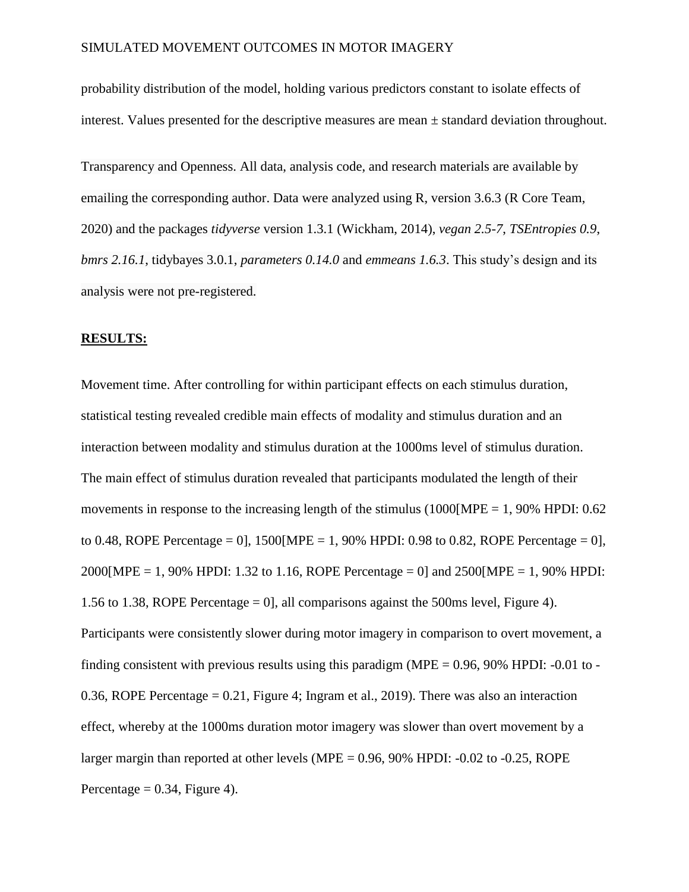probability distribution of the model, holding various predictors constant to isolate effects of interest. Values presented for the descriptive measures are mean ± standard deviation throughout.

Transparency and Openness. All data, analysis code, and research materials are available by emailing the corresponding author. Data were analyzed using R, version 3.6.3 (R Core Team, 2020) and the packages *tidyverse* version 1.3.1 (Wickham, 2014), *vegan 2.5-7*, *TSEntropies 0.9*, *bmrs 2.16.1*, tidybayes 3.0.1, *parameters 0.14.0* and *emmeans 1.6.3*. This study's design and its analysis were not pre-registered.

## RESULTS:

Movement time. After controlling for within participant effects on each stimulus duration, statistical testing revealed credible main effects of modality and stimulus duration and an interaction between modality and stimulus duration at the 1000ms level of stimulus duration. The main effect of stimulus duration revealed that participants modulated the length of their movements in response to the increasing length of the stimulus (1000[MPE = 1, 90% HPDI: 0.62 to 0.48, ROPE Percentage = 0], 1500[MPE = 1, 90% HPDI: 0.98 to 0.82, ROPE Percentage = 0], 2000[MPE = 1, 90% HPDI: 1.32 to 1.16, ROPE Percentage = 0] and 2500[MPE = 1, 90% HPDI: 1.56 to 1.38, ROPE Percentage = 0], all comparisons against the 500ms level, Figure 4). Participants were consistently slower during motor imagery in comparison to overt movement, a finding consistent with previous results using this paradigm (MPE = 0.96, 90% HPDI: -0.01 to -0.36, ROPE Percentage = 0.21, Figure 4; Ingram et al., 2019). There was also an interaction effect, whereby at the 1000ms duration motor imagery was slower than overt movement by a larger margin than reported at other levels (MPE = 0.96, 90% HPDI: -0.02 to -0.25, ROPE Percentage = 0.34, Figure 4).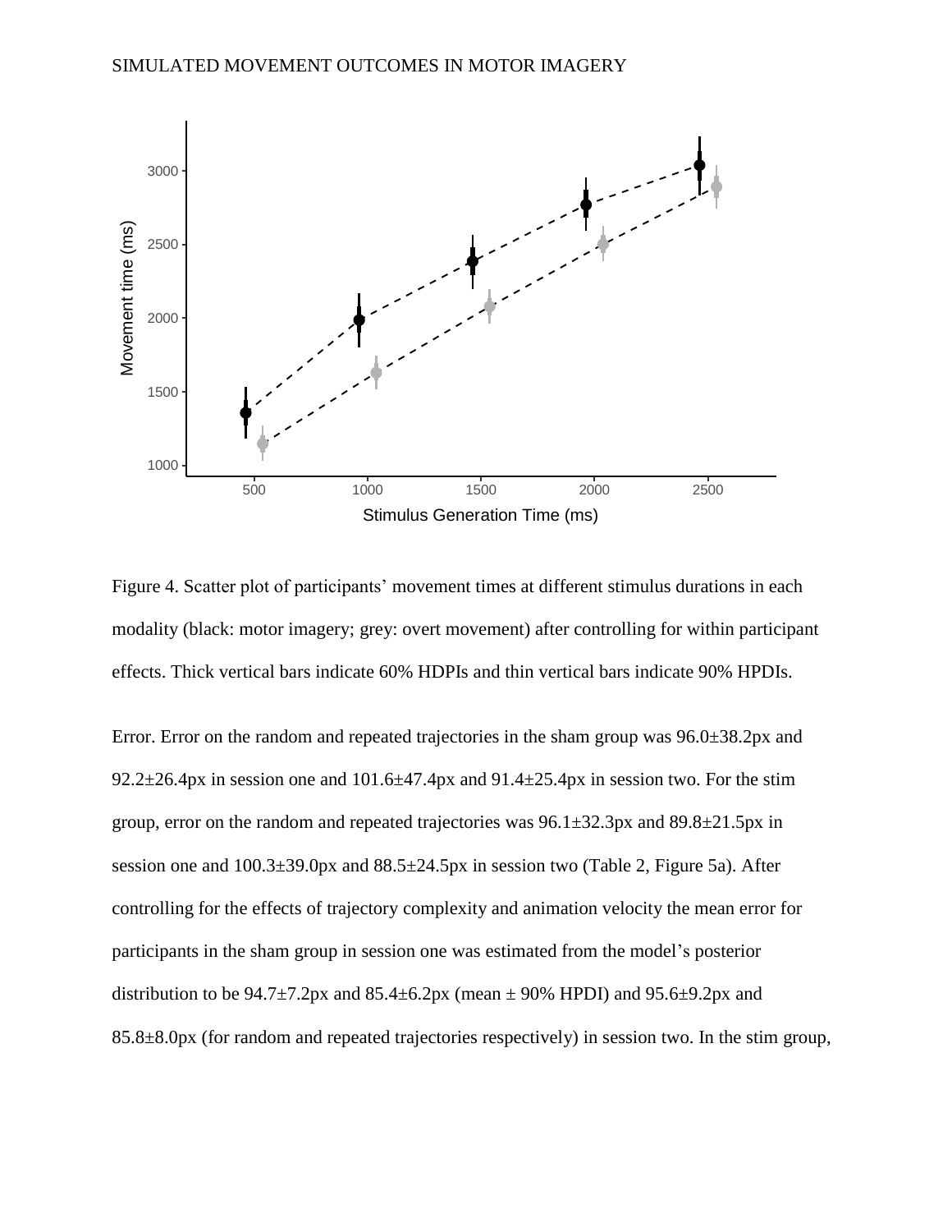Figure 4. Scatter plot of participants' movement times at different stimulus durations in each modality (black: motor imagery; grey: overt movement) after controlling for within participant effects. Thick vertical bars indicate 60% HDPIs and thin vertical bars indicate 90% HPDIs.

Error. Error on the random and repeated trajectories in the sham group was 96.0±38.2px and 92.2±26.4px in session one and 101.6±47.4px and 91.4±25.4px in session two. For the stim group, error on the random and repeated trajectories was 96.1±32.3px and 89.8±21.5px in session one and 100.3±39.0px and 88.5±24.5px in session two (Table 2, Figure 5a). After controlling for the effects of trajectory complexity and animation velocity the mean error for participants in the sham group in session one was estimated from the model's posterior distribution to be 94.7±7.2px and 85.4±6.2px (mean ± 90% HPDI) and 95.6±9.2px and 85.8±8.0px (for random and repeated trajectories respectively) in session two. In the stim group,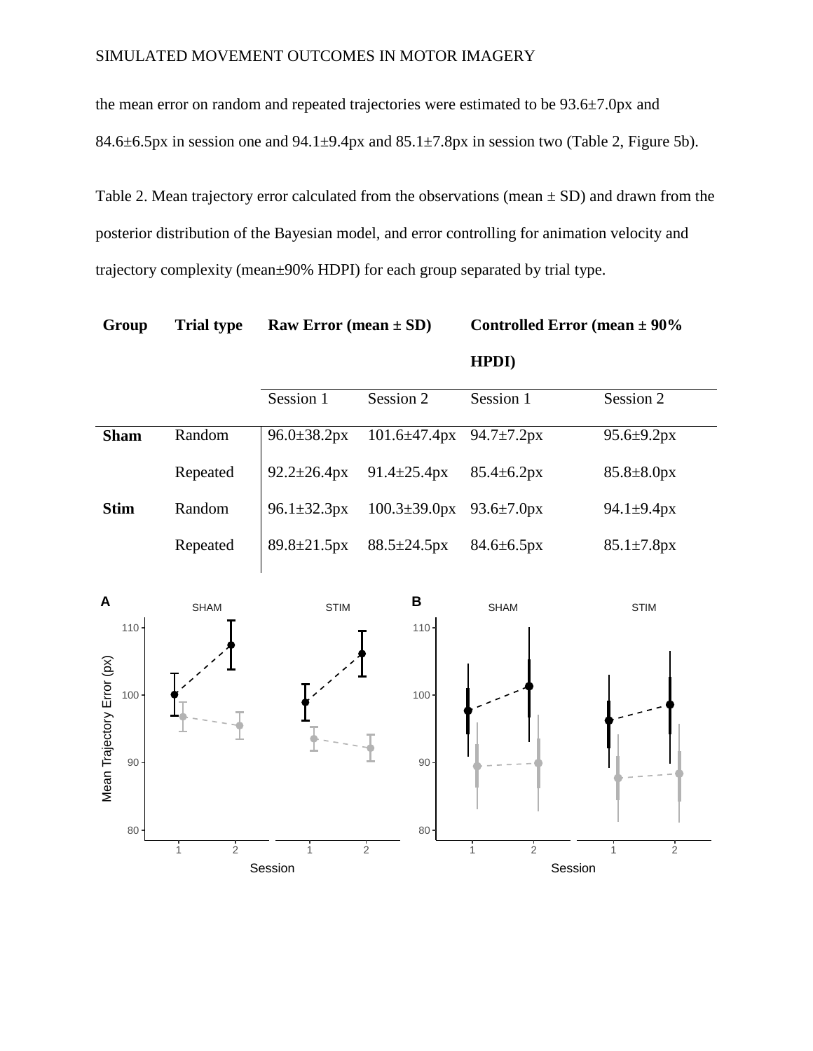the mean error on random and repeated trajectories were estimated to be 93.6±7.0px and 84.6±6.5px in session one and 94.1±9.4px and 85.1±7.8px in session two (Table 2, Figure 5b).

Table 2. Mean trajectory error calculated from the observations (mean ± SD) and drawn from the posterior distribution of the Bayesian model, and error controlling for animation velocity and trajectory complexity (mean±90% HDPI) for each group separated by trial type.

| Group | Trial type | Raw Error (mean ± SD) | | Controlled Error (mean ± 90% HPDI) | |
|---|---|---|---|---|---|
| | | Session 1 | Session 2 | Session 1 | Session 2 |
| **Sham** | Random | 96.0±38.2px | 101.6±47.4px | 94.7±7.2px | 95.6±9.2px |
| | Repeated | 92.2±26.4px | 91.4±25.4px | 85.4±6.2px | 85.8±8.0px |
| **Stim** | Random | 96.1±32.3px | 100.3±39.0px | 93.6±7.0px | 94.1±9.4px |
| | Repeated | 89.8±21.5px | 88.5±24.5px | 84.6±6.5px | 85.1±7.8px |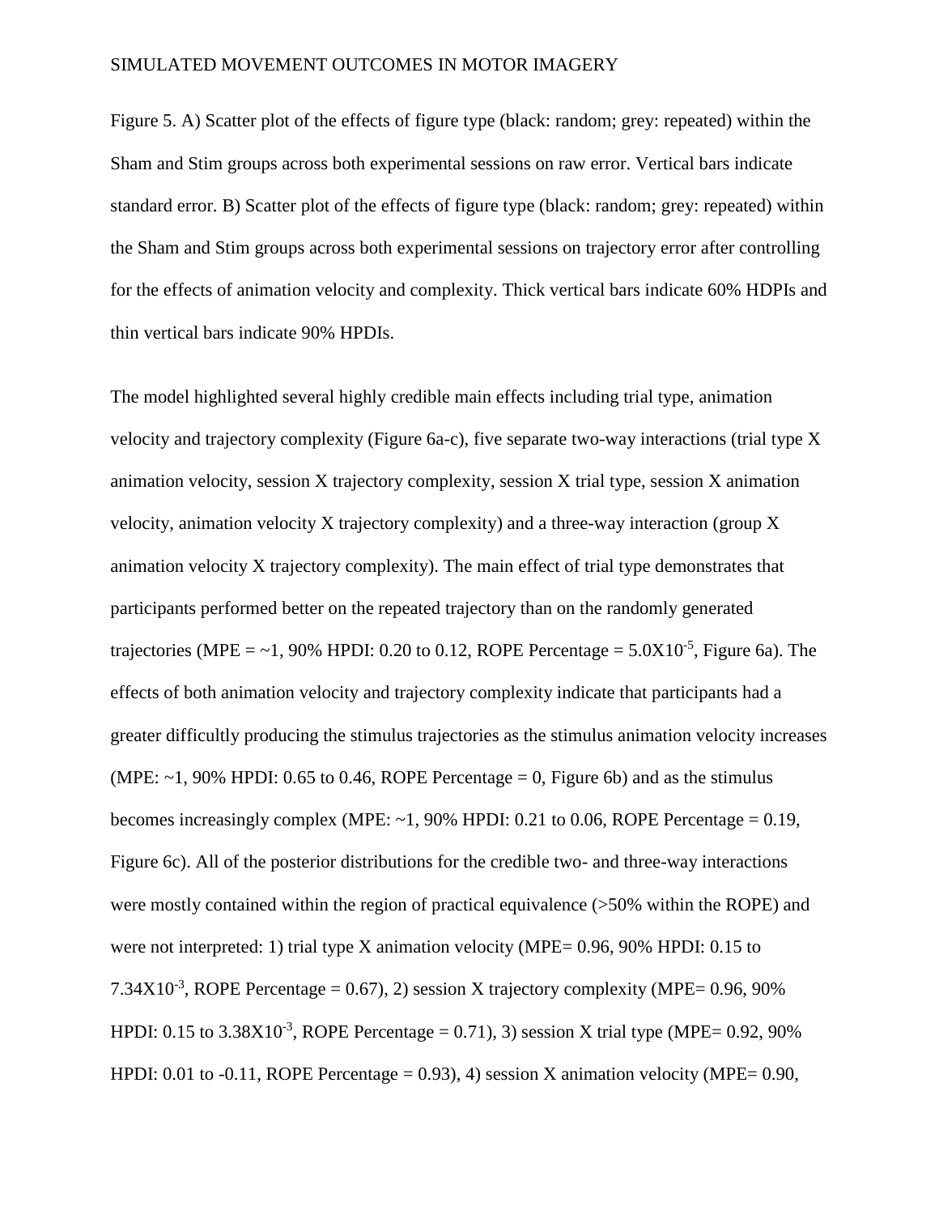Figure 5. A) Scatter plot of the effects of figure type (black: random; grey: repeated) within the Sham and Stim groups across both experimental sessions on raw error. Vertical bars indicate standard error. B) Scatter plot of the effects of figure type (black: random; grey: repeated) within the Sham and Stim groups across both experimental sessions on trajectory error after controlling for the effects of animation velocity and complexity. Thick vertical bars indicate 60% HDPIs and thin vertical bars indicate 90% HPDIs.

The model highlighted several highly credible main effects including trial type, animation velocity and trajectory complexity (Figure 6a-c), five separate two-way interactions (trial type X animation velocity, session X trajectory complexity, session X trial type, session X animation velocity, animation velocity X trajectory complexity) and a three-way interaction (group X animation velocity X trajectory complexity). The main effect of trial type demonstrates that participants performed better on the repeated trajectory than on the randomly generated trajectories (MPE = ~1, 90% HPDI: 0.20 to 0.12, ROPE Percentage = $5.0\text{X}10^{-5}$, Figure 6a). The effects of both animation velocity and trajectory complexity indicate that participants had a greater difficultly producing the stimulus trajectories as the stimulus animation velocity increases (MPE: ~1, 90% HPDI: 0.65 to 0.46, ROPE Percentage = 0, Figure 6b) and as the stimulus becomes increasingly complex (MPE: ~1, 90% HPDI: 0.21 to 0.06, ROPE Percentage = 0.19, Figure 6c). All of the posterior distributions for the credible two- and three-way interactions were mostly contained within the region of practical equivalence (>50% within the ROPE) and were not interpreted: 1) trial type X animation velocity (MPE= 0.96, 90% HPDI: 0.15 to $7.34\text{X}10^{-3}$, ROPE Percentage = 0.67), 2) session X trajectory complexity (MPE= 0.96, 90% HPDI: 0.15 to $3.38\text{X}10^{-3}$, ROPE Percentage = 0.71), 3) session X trial type (MPE= 0.92, 90% HPDI: 0.01 to -0.11, ROPE Percentage = 0.93), 4) session X animation velocity (MPE= 0.90,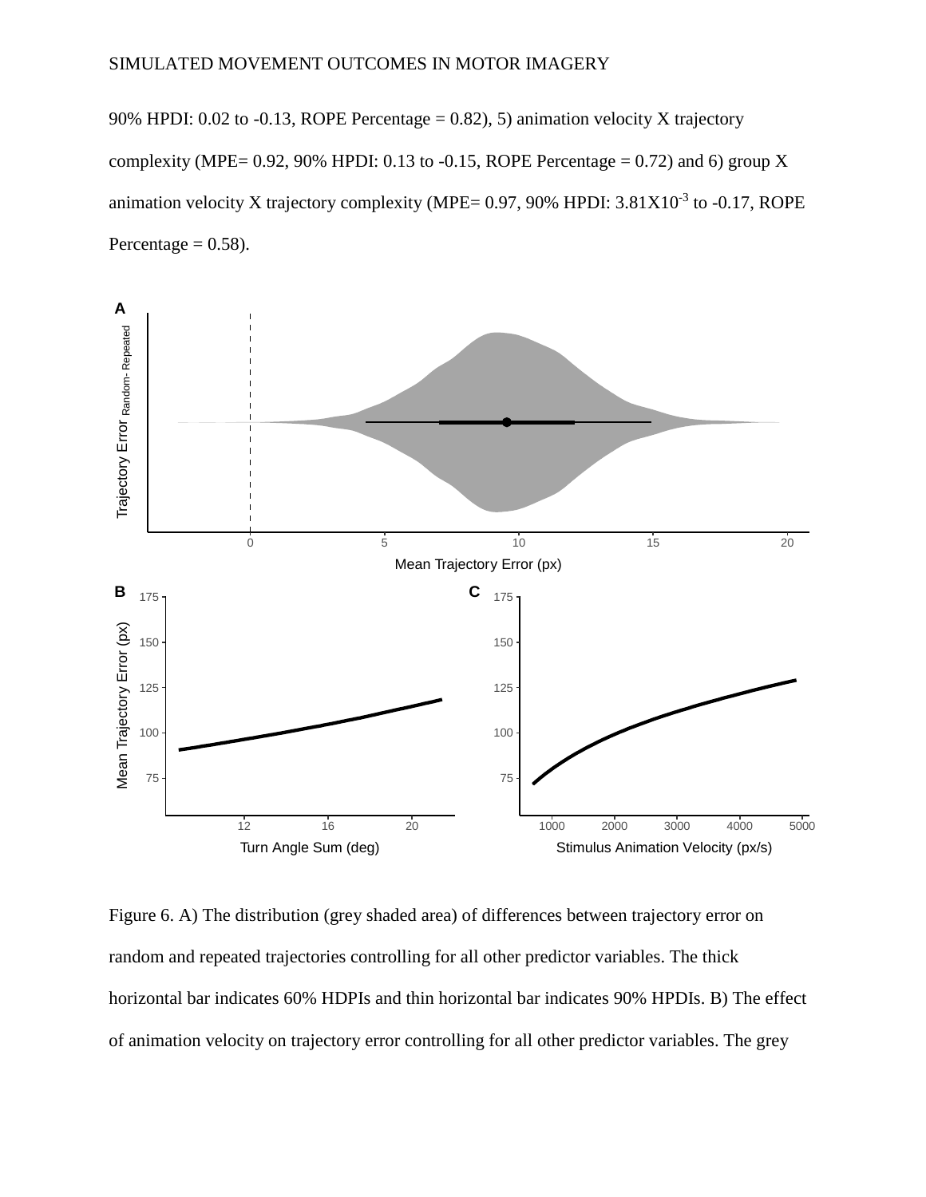90% HPDI: 0.02 to -0.13, ROPE Percentage = 0.82), 5) animation velocity X trajectory complexity (MPE= 0.92, 90% HPDI: 0.13 to -0.15, ROPE Percentage = 0.72) and 6) group X animation velocity X trajectory complexity (MPE= 0.97, 90% HPDI: $3.81X10^{-3}$ to -0.17, ROPE Percentage = 0.58).

Figure 6. A) The distribution (grey shaded area) of differences between trajectory error on random and repeated trajectories controlling for all other predictor variables. The thick horizontal bar indicates 60% HDPIs and thin horizontal bar indicates 90% HPDIs. B) The effect of animation velocity on trajectory error controlling for all other predictor variables. The grey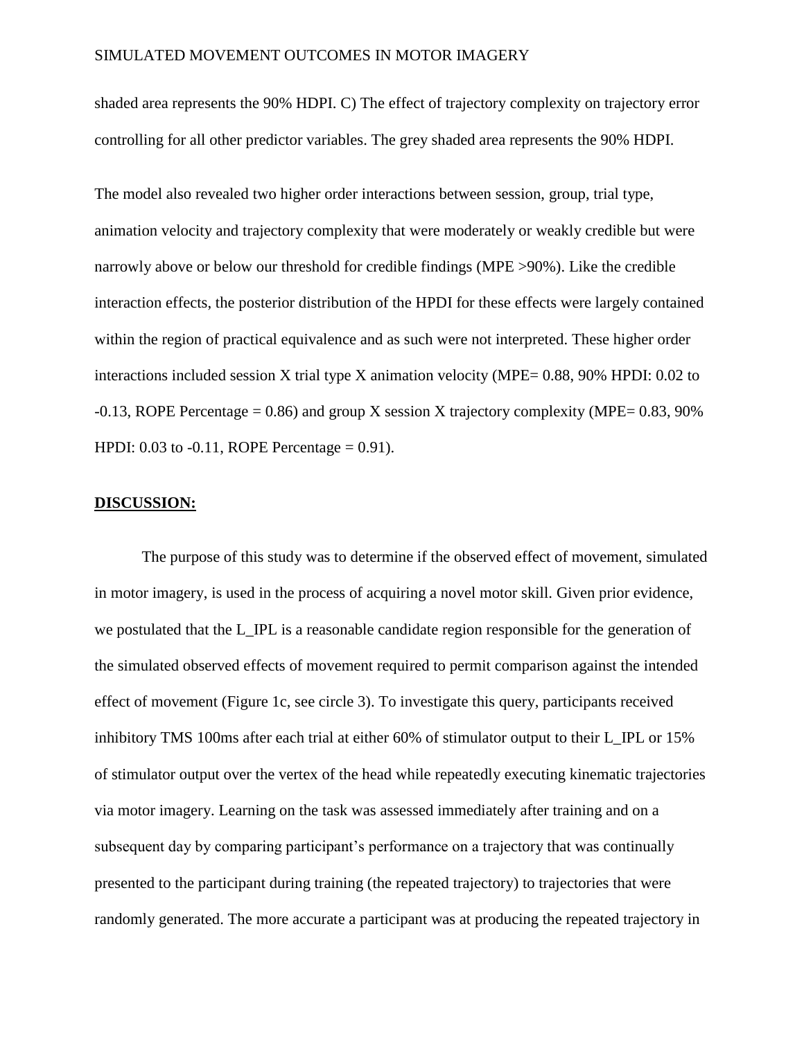shaded area represents the 90% HDPI. C) The effect of trajectory complexity on trajectory error controlling for all other predictor variables. The grey shaded area represents the 90% HDPI.

The model also revealed two higher order interactions between session, group, trial type, animation velocity and trajectory complexity that were moderately or weakly credible but were narrowly above or below our threshold for credible findings (MPE >90%). Like the credible interaction effects, the posterior distribution of the HPDI for these effects were largely contained within the region of practical equivalence and as such were not interpreted. These higher order interactions included session X trial type X animation velocity (MPE= 0.88, 90% HPDI: 0.02 to -0.13, ROPE Percentage = 0.86) and group X session X trajectory complexity (MPE= 0.83, 90% HPDI: 0.03 to -0.11, ROPE Percentage = 0.91).

## DISCUSSION:

The purpose of this study was to determine if the observed effect of movement, simulated in motor imagery, is used in the process of acquiring a novel motor skill. Given prior evidence, we postulated that the L_IPL is a reasonable candidate region responsible for the generation of the simulated observed effects of movement required to permit comparison against the intended effect of movement (Figure 1c, see circle 3). To investigate this query, participants received inhibitory TMS 100ms after each trial at either 60% of stimulator output to their L_IPL or 15% of stimulator output over the vertex of the head while repeatedly executing kinematic trajectories via motor imagery. Learning on the task was assessed immediately after training and on a subsequent day by comparing participant's performance on a trajectory that was continually presented to the participant during training (the repeated trajectory) to trajectories that were randomly generated. The more accurate a participant was at producing the repeated trajectory in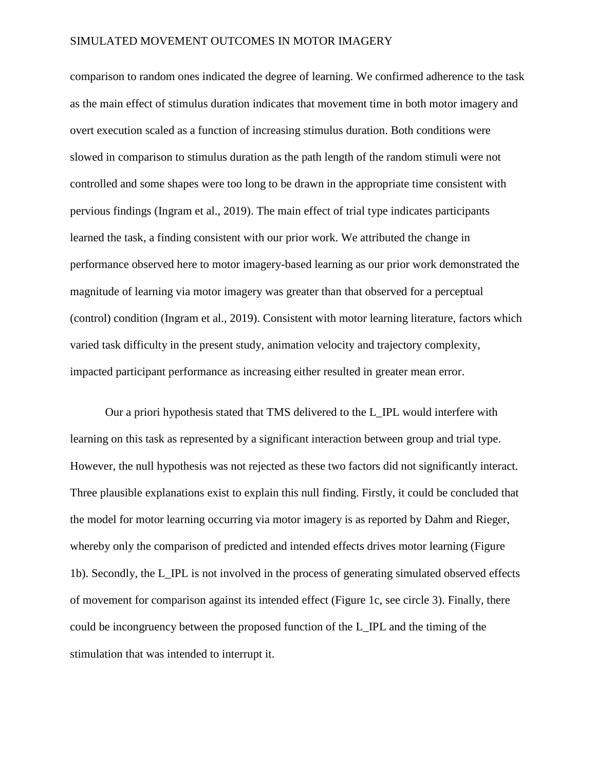comparison to random ones indicated the degree of learning. We confirmed adherence to the task as the main effect of stimulus duration indicates that movement time in both motor imagery and overt execution scaled as a function of increasing stimulus duration. Both conditions were slowed in comparison to stimulus duration as the path length of the random stimuli were not controlled and some shapes were too long to be drawn in the appropriate time consistent with pervious findings (Ingram et al., 2019). The main effect of trial type indicates participants learned the task, a finding consistent with our prior work. We attributed the change in performance observed here to motor imagery-based learning as our prior work demonstrated the magnitude of learning via motor imagery was greater than that observed for a perceptual (control) condition (Ingram et al., 2019). Consistent with motor learning literature, factors which varied task difficulty in the present study, animation velocity and trajectory complexity, impacted participant performance as increasing either resulted in greater mean error.

Our a priori hypothesis stated that TMS delivered to the L_IPL would interfere with learning on this task as represented by a significant interaction between group and trial type. However, the null hypothesis was not rejected as these two factors did not significantly interact. Three plausible explanations exist to explain this null finding. Firstly, it could be concluded that the model for motor learning occurring via motor imagery is as reported by Dahm and Rieger, whereby only the comparison of predicted and intended effects drives motor learning (Figure 1b). Secondly, the L_IPL is not involved in the process of generating simulated observed effects of movement for comparison against its intended effect (Figure 1c, see circle 3). Finally, there could be incongruency between the proposed function of the L_IPL and the timing of the stimulation that was intended to interrupt it.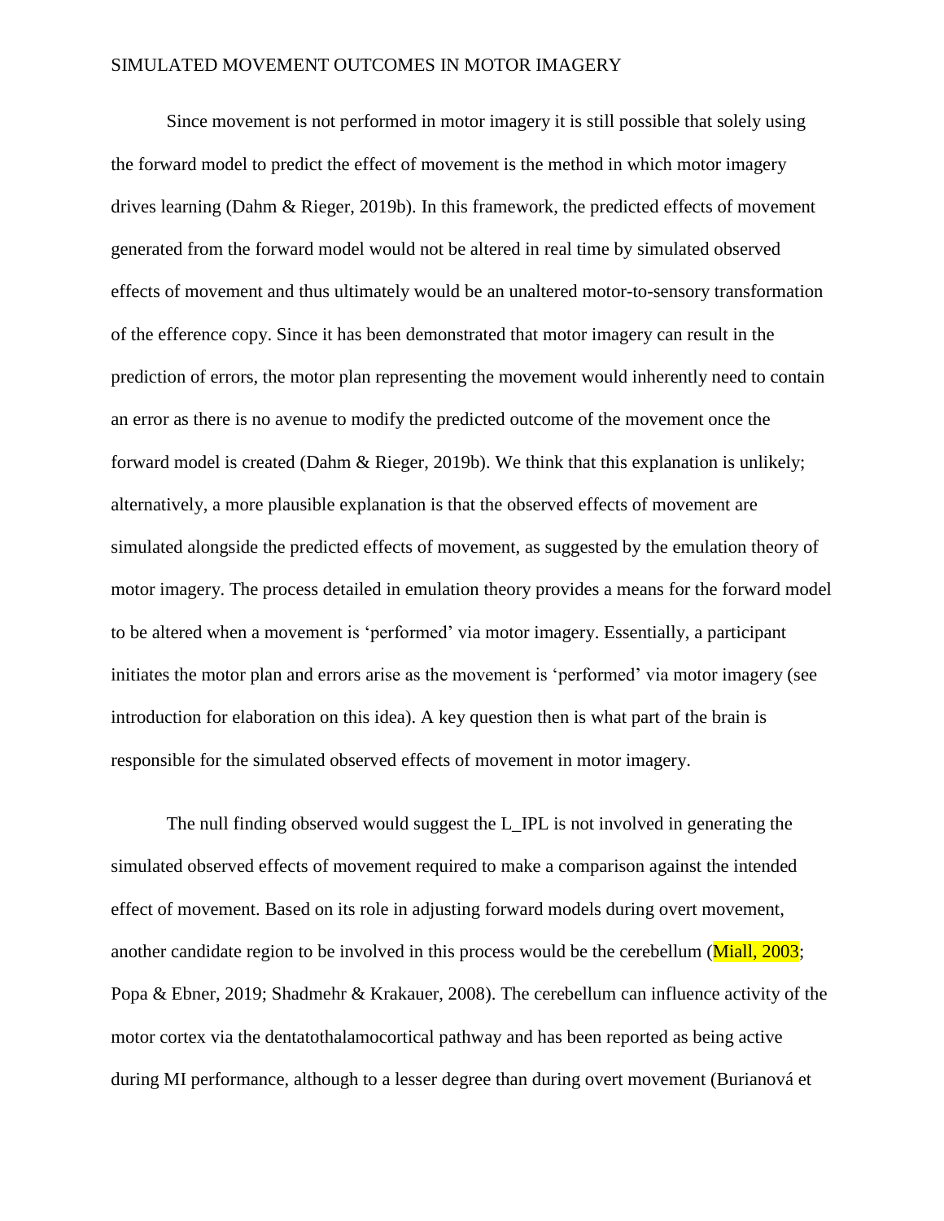Since movement is not performed in motor imagery it is still possible that solely using the forward model to predict the effect of movement is the method in which motor imagery drives learning (Dahm & Rieger, 2019b). In this framework, the predicted effects of movement generated from the forward model would not be altered in real time by simulated observed effects of movement and thus ultimately would be an unaltered motor-to-sensory transformation of the efference copy. Since it has been demonstrated that motor imagery can result in the prediction of errors, the motor plan representing the movement would inherently need to contain an error as there is no avenue to modify the predicted outcome of the movement once the forward model is created (Dahm & Rieger, 2019b). We think that this explanation is unlikely; alternatively, a more plausible explanation is that the observed effects of movement are simulated alongside the predicted effects of movement, as suggested by the emulation theory of motor imagery. The process detailed in emulation theory provides a means for the forward model to be altered when a movement is 'performed' via motor imagery. Essentially, a participant initiates the motor plan and errors arise as the movement is 'performed' via motor imagery (see introduction for elaboration on this idea). A key question then is what part of the brain is responsible for the simulated observed effects of movement in motor imagery.

The null finding observed would suggest the L_IPL is not involved in generating the simulated observed effects of movement required to make a comparison against the intended effect of movement. Based on its role in adjusting forward models during overt movement, another candidate region to be involved in this process would be the cerebellum (Miall, 2003; Popa & Ebner, 2019; Shadmehr & Krakauer, 2008). The cerebellum can influence activity of the motor cortex via the dentatothalamocortical pathway and has been reported as being active during MI performance, although to a lesser degree than during overt movement (Burianová et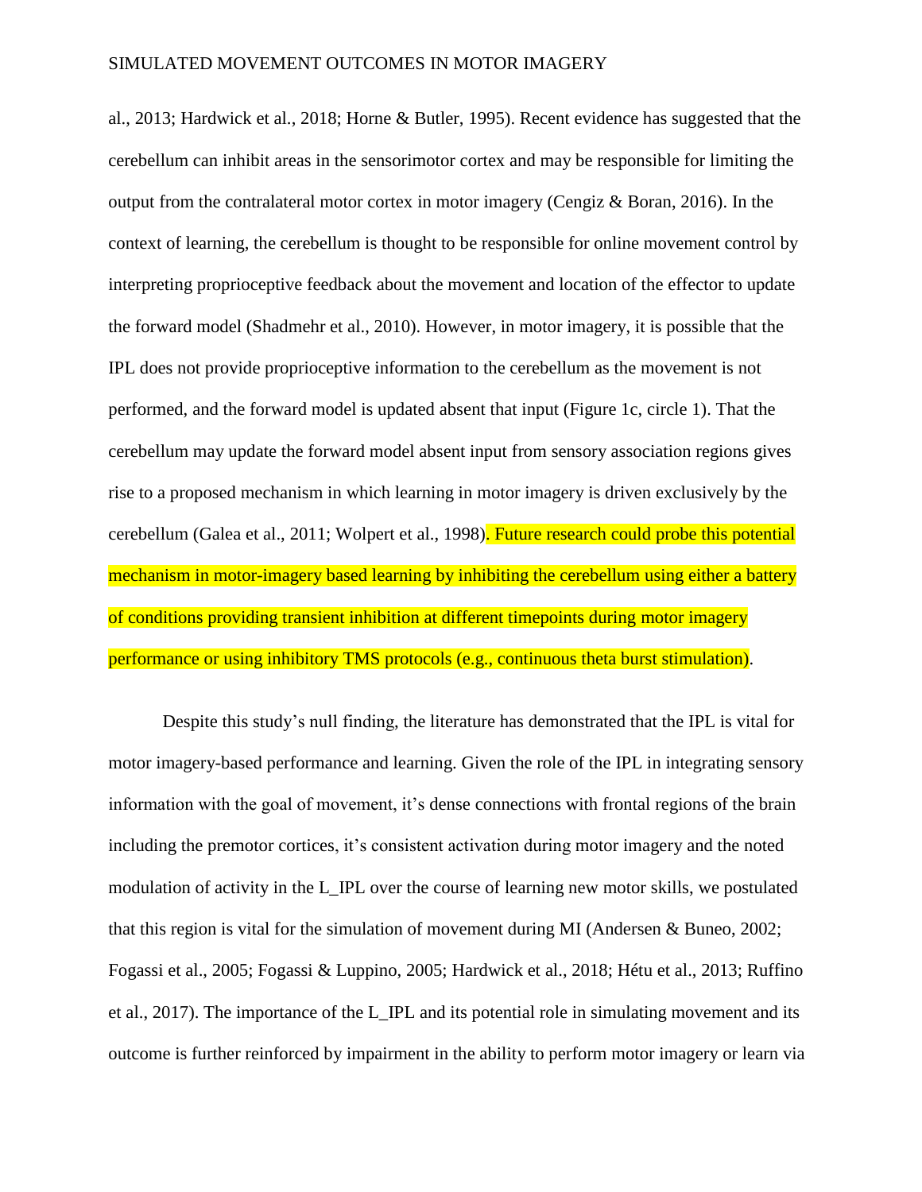al., 2013; Hardwick et al., 2018; Horne & Butler, 1995). Recent evidence has suggested that the cerebellum can inhibit areas in the sensorimotor cortex and may be responsible for limiting the output from the contralateral motor cortex in motor imagery (Cengiz & Boran, 2016). In the context of learning, the cerebellum is thought to be responsible for online movement control by interpreting proprioceptive feedback about the movement and location of the effector to update the forward model (Shadmehr et al., 2010). However, in motor imagery, it is possible that the IPL does not provide proprioceptive information to the cerebellum as the movement is not performed, and the forward model is updated absent that input (Figure 1c, circle 1). That the cerebellum may update the forward model absent input from sensory association regions gives rise to a proposed mechanism in which learning in motor imagery is driven exclusively by the cerebellum (Galea et al., 2011; Wolpert et al., 1998). Future research could probe this potential mechanism in motor-imagery based learning by inhibiting the cerebellum using either a battery of conditions providing transient inhibition at different timepoints during motor imagery performance or using inhibitory TMS protocols (e.g., continuous theta burst stimulation).

Despite this study's null finding, the literature has demonstrated that the IPL is vital for motor imagery-based performance and learning. Given the role of the IPL in integrating sensory information with the goal of movement, it's dense connections with frontal regions of the brain including the premotor cortices, it's consistent activation during motor imagery and the noted modulation of activity in the L_IPL over the course of learning new motor skills, we postulated that this region is vital for the simulation of movement during MI (Andersen & Buneo, 2002; Fogassi et al., 2005; Fogassi & Luppino, 2005; Hardwick et al., 2018; Hétu et al., 2013; Ruffino et al., 2017). The importance of the L_IPL and its potential role in simulating movement and its outcome is further reinforced by impairment in the ability to perform motor imagery or learn via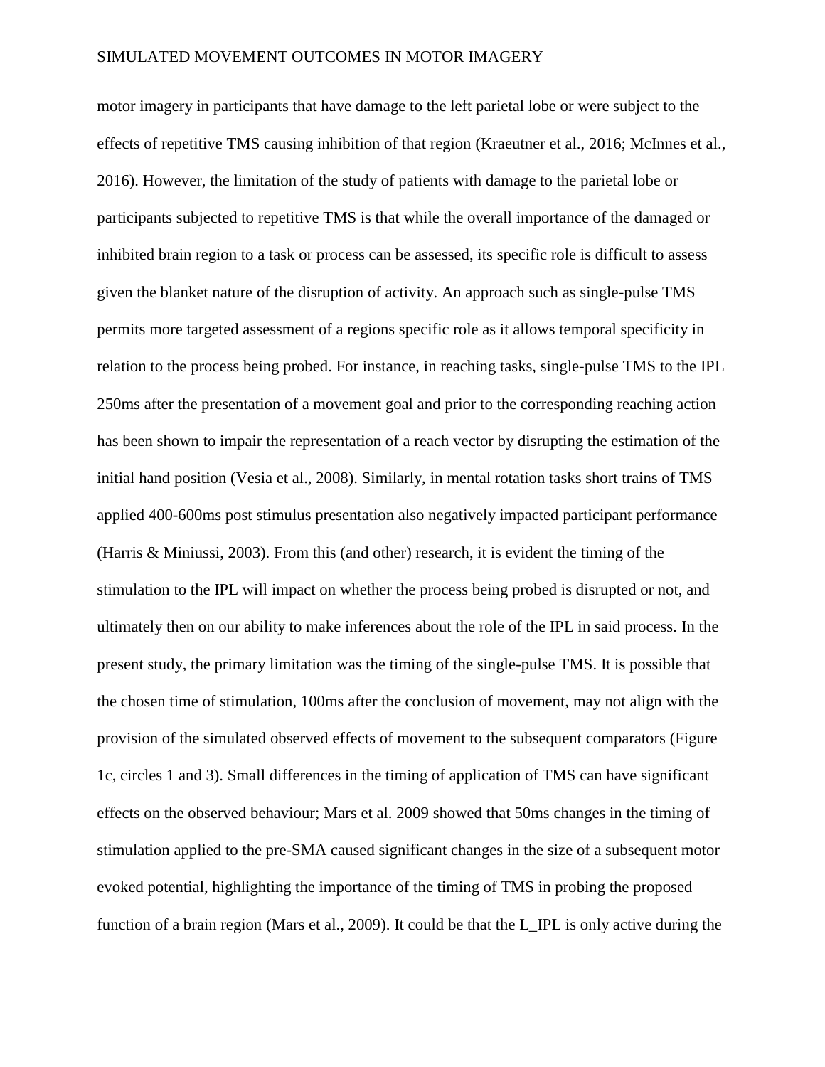motor imagery in participants that have damage to the left parietal lobe or were subject to the effects of repetitive TMS causing inhibition of that region (Kraeutner et al., 2016; McInnes et al., 2016). However, the limitation of the study of patients with damage to the parietal lobe or participants subjected to repetitive TMS is that while the overall importance of the damaged or inhibited brain region to a task or process can be assessed, its specific role is difficult to assess given the blanket nature of the disruption of activity. An approach such as single-pulse TMS permits more targeted assessment of a regions specific role as it allows temporal specificity in relation to the process being probed. For instance, in reaching tasks, single-pulse TMS to the IPL 250ms after the presentation of a movement goal and prior to the corresponding reaching action has been shown to impair the representation of a reach vector by disrupting the estimation of the initial hand position (Vesia et al., 2008). Similarly, in mental rotation tasks short trains of TMS applied 400-600ms post stimulus presentation also negatively impacted participant performance (Harris & Miniussi, 2003). From this (and other) research, it is evident the timing of the stimulation to the IPL will impact on whether the process being probed is disrupted or not, and ultimately then on our ability to make inferences about the role of the IPL in said process. In the present study, the primary limitation was the timing of the single-pulse TMS. It is possible that the chosen time of stimulation, 100ms after the conclusion of movement, may not align with the provision of the simulated observed effects of movement to the subsequent comparators (Figure 1c, circles 1 and 3). Small differences in the timing of application of TMS can have significant effects on the observed behaviour; Mars et al. 2009 showed that 50ms changes in the timing of stimulation applied to the pre-SMA caused significant changes in the size of a subsequent motor evoked potential, highlighting the importance of the timing of TMS in probing the proposed function of a brain region (Mars et al., 2009). It could be that the L_IPL is only active during the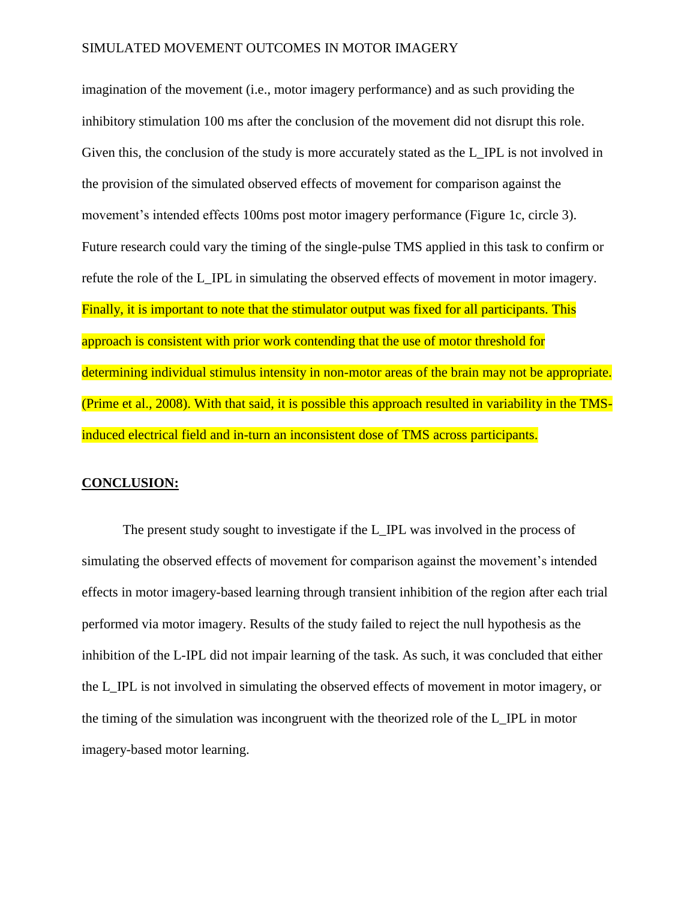imagination of the movement (i.e., motor imagery performance) and as such providing the inhibitory stimulation 100 ms after the conclusion of the movement did not disrupt this role. Given this, the conclusion of the study is more accurately stated as the L_IPL is not involved in the provision of the simulated observed effects of movement for comparison against the movement's intended effects 100ms post motor imagery performance (Figure 1c, circle 3). Future research could vary the timing of the single-pulse TMS applied in this task to confirm or refute the role of the L_IPL in simulating the observed effects of movement in motor imagery. Finally, it is important to note that the stimulator output was fixed for all participants. This approach is consistent with prior work contending that the use of motor threshold for determining individual stimulus intensity in non-motor areas of the brain may not be appropriate. (Prime et al., 2008). With that said, it is possible this approach resulted in variability in the TMS-induced electrical field and in-turn an inconsistent dose of TMS across participants.

## CONCLUSION:

The present study sought to investigate if the L_IPL was involved in the process of simulating the observed effects of movement for comparison against the movement's intended effects in motor imagery-based learning through transient inhibition of the region after each trial performed via motor imagery. Results of the study failed to reject the null hypothesis as the inhibition of the L-IPL did not impair learning of the task. As such, it was concluded that either the L_IPL is not involved in simulating the observed effects of movement in motor imagery, or the timing of the simulation was incongruent with the theorized role of the L_IPL in motor imagery-based motor learning.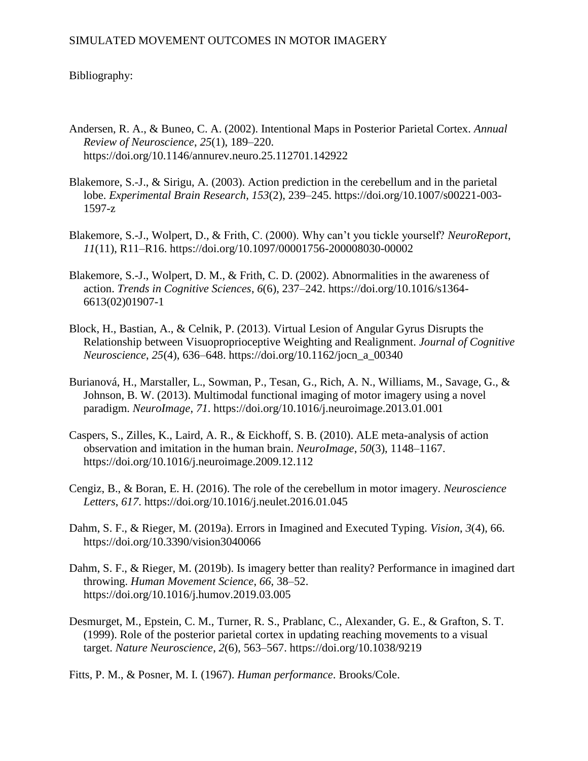Bibliography:

Andersen, R. A., & Buneo, C. A. (2002). Intentional Maps in Posterior Parietal Cortex. *Annual Review of Neuroscience*, *25*(1), 189–220. https://doi.org/10.1146/annurev.neuro.25.112701.142922

Blakemore, S.-J., & Sirigu, A. (2003). Action prediction in the cerebellum and in the parietal lobe. *Experimental Brain Research*, *153*(2), 239–245. https://doi.org/10.1007/s00221-003-1597-z

Blakemore, S.-J., Wolpert, D., & Frith, C. (2000). Why can't you tickle yourself? *NeuroReport*, *11*(11), R11–R16. https://doi.org/10.1097/00001756-200008030-00002

Blakemore, S.-J., Wolpert, D. M., & Frith, C. D. (2002). Abnormalities in the awareness of action. *Trends in Cognitive Sciences*, *6*(6), 237–242. https://doi.org/10.1016/s1364-6613(02)01907-1

Block, H., Bastian, A., & Celnik, P. (2013). Virtual Lesion of Angular Gyrus Disrupts the Relationship between Visuoproprioceptive Weighting and Realignment. *Journal of Cognitive Neuroscience*, *25*(4), 636–648. https://doi.org/10.1162/jocn_a_00340

Burianová, H., Marstaller, L., Sowman, P., Tesan, G., Rich, A. N., Williams, M., Savage, G., & Johnson, B. W. (2013). Multimodal functional imaging of motor imagery using a novel paradigm. *NeuroImage*, *71*. https://doi.org/10.1016/j.neuroimage.2013.01.001

Caspers, S., Zilles, K., Laird, A. R., & Eickhoff, S. B. (2010). ALE meta-analysis of action observation and imitation in the human brain. *NeuroImage*, *50*(3), 1148–1167. https://doi.org/10.1016/j.neuroimage.2009.12.112

Cengiz, B., & Boran, E. H. (2016). The role of the cerebellum in motor imagery. *Neuroscience Letters*, *617*. https://doi.org/10.1016/j.neulet.2016.01.045

Dahm, S. F., & Rieger, M. (2019a). Errors in Imagined and Executed Typing. *Vision*, *3*(4), 66. https://doi.org/10.3390/vision3040066

Dahm, S. F., & Rieger, M. (2019b). Is imagery better than reality? Performance in imagined dart throwing. *Human Movement Science*, *66*, 38–52. https://doi.org/10.1016/j.humov.2019.03.005

Desmurget, M., Epstein, C. M., Turner, R. S., Prablanc, C., Alexander, G. E., & Grafton, S. T. (1999). Role of the posterior parietal cortex in updating reaching movements to a visual target. *Nature Neuroscience*, *2*(6), 563–567. https://doi.org/10.1038/9219

Fitts, P. M., & Posner, M. I. (1967). *Human performance*. Brooks/Cole.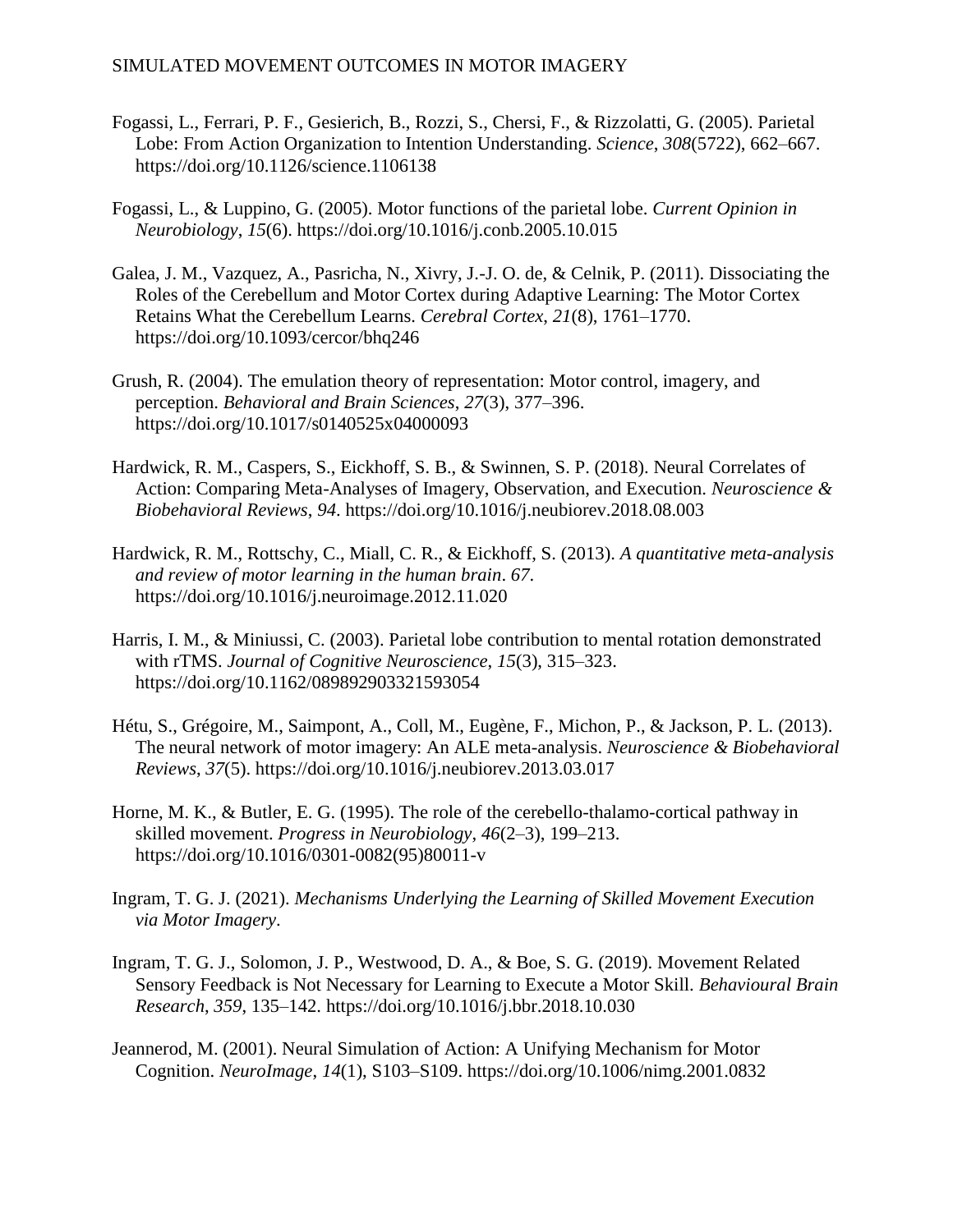Fogassi, L., Ferrari, P. F., Gesierich, B., Rozzi, S., Chersi, F., & Rizzolatti, G. (2005). Parietal Lobe: From Action Organization to Intention Understanding. *Science*, *308*(5722), 662–667. https://doi.org/10.1126/science.1106138

Fogassi, L., & Luppino, G. (2005). Motor functions of the parietal lobe. *Current Opinion in Neurobiology*, *15*(6). https://doi.org/10.1016/j.conb.2005.10.015

Galea, J. M., Vazquez, A., Pasricha, N., Xivry, J.-J. O. de, & Celnik, P. (2011). Dissociating the Roles of the Cerebellum and Motor Cortex during Adaptive Learning: The Motor Cortex Retains What the Cerebellum Learns. *Cerebral Cortex*, *21*(8), 1761–1770. https://doi.org/10.1093/cercor/bhq246

Grush, R. (2004). The emulation theory of representation: Motor control, imagery, and perception. *Behavioral and Brain Sciences*, *27*(3), 377–396. https://doi.org/10.1017/s0140525x04000093

Hardwick, R. M., Caspers, S., Eickhoff, S. B., & Swinnen, S. P. (2018). Neural Correlates of Action: Comparing Meta-Analyses of Imagery, Observation, and Execution. *Neuroscience & Biobehavioral Reviews*, *94*. https://doi.org/10.1016/j.neubiorev.2018.08.003

Hardwick, R. M., Rottschy, C., Miall, C. R., & Eickhoff, S. (2013). *A quantitative meta-analysis and review of motor learning in the human brain*. *67*. https://doi.org/10.1016/j.neuroimage.2012.11.020

Harris, I. M., & Miniussi, C. (2003). Parietal lobe contribution to mental rotation demonstrated with rTMS. *Journal of Cognitive Neuroscience*, *15*(3), 315–323. https://doi.org/10.1162/089892903321593054

Hétu, S., Grégoire, M., Saimpont, A., Coll, M., Eugène, F., Michon, P., & Jackson, P. L. (2013). The neural network of motor imagery: An ALE meta-analysis. *Neuroscience & Biobehavioral Reviews*, *37*(5). https://doi.org/10.1016/j.neubiorev.2013.03.017

Horne, M. K., & Butler, E. G. (1995). The role of the cerebello-thalamo-cortical pathway in skilled movement. *Progress in Neurobiology*, *46*(2–3), 199–213. https://doi.org/10.1016/0301-0082(95)80011-v

Ingram, T. G. J. (2021). *Mechanisms Underlying the Learning of Skilled Movement Execution via Motor Imagery*.

Ingram, T. G. J., Solomon, J. P., Westwood, D. A., & Boe, S. G. (2019). Movement Related Sensory Feedback is Not Necessary for Learning to Execute a Motor Skill. *Behavioural Brain Research*, *359*, 135–142. https://doi.org/10.1016/j.bbr.2018.10.030

Jeannerod, M. (2001). Neural Simulation of Action: A Unifying Mechanism for Motor Cognition. *NeuroImage*, *14*(1), S103–S109. https://doi.org/10.1006/nimg.2001.0832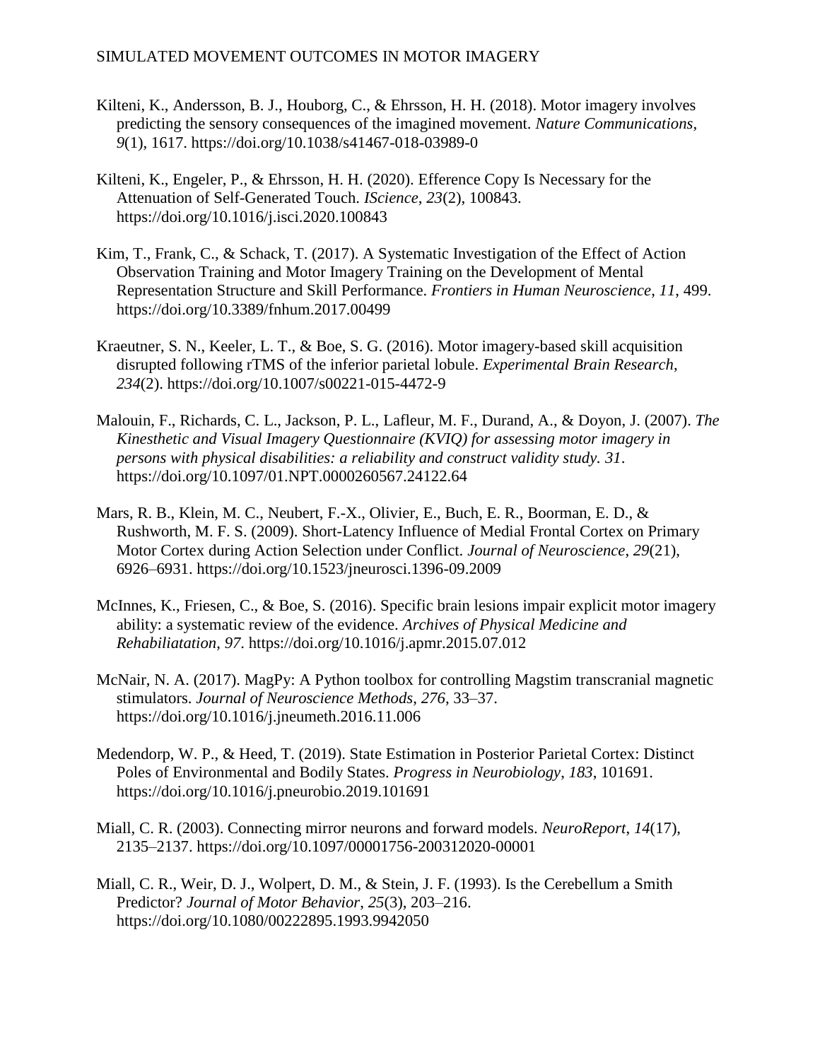Kilteni, K., Andersson, B. J., Houborg, C., & Ehrsson, H. H. (2018). Motor imagery involves predicting the sensory consequences of the imagined movement. *Nature Communications*, *9*(1), 1617. https://doi.org/10.1038/s41467-018-03989-0

Kilteni, K., Engeler, P., & Ehrsson, H. H. (2020). Efference Copy Is Necessary for the Attenuation of Self-Generated Touch. *IScience*, *23*(2), 100843. https://doi.org/10.1016/j.isci.2020.100843

Kim, T., Frank, C., & Schack, T. (2017). A Systematic Investigation of the Effect of Action Observation Training and Motor Imagery Training on the Development of Mental Representation Structure and Skill Performance. *Frontiers in Human Neuroscience*, *11*, 499. https://doi.org/10.3389/fnhum.2017.00499

Kraeutner, S. N., Keeler, L. T., & Boe, S. G. (2016). Motor imagery-based skill acquisition disrupted following rTMS of the inferior parietal lobule. *Experimental Brain Research*, *234*(2). https://doi.org/10.1007/s00221-015-4472-9

Malouin, F., Richards, C. L., Jackson, P. L., Lafleur, M. F., Durand, A., & Doyon, J. (2007). *The Kinesthetic and Visual Imagery Questionnaire (KVIQ) for assessing motor imagery in persons with physical disabilities: a reliability and construct validity study. 31*. https://doi.org/10.1097/01.NPT.0000260567.24122.64

Mars, R. B., Klein, M. C., Neubert, F.-X., Olivier, E., Buch, E. R., Boorman, E. D., & Rushworth, M. F. S. (2009). Short-Latency Influence of Medial Frontal Cortex on Primary Motor Cortex during Action Selection under Conflict. *Journal of Neuroscience*, *29*(21), 6926–6931. https://doi.org/10.1523/jneurosci.1396-09.2009

McInnes, K., Friesen, C., & Boe, S. (2016). Specific brain lesions impair explicit motor imagery ability: a systematic review of the evidence. *Archives of Physical Medicine and Rehabiliatation*, *97*. https://doi.org/10.1016/j.apmr.2015.07.012

McNair, N. A. (2017). MagPy: A Python toolbox for controlling Magstim transcranial magnetic stimulators. *Journal of Neuroscience Methods*, *276*, 33–37. https://doi.org/10.1016/j.jneumeth.2016.11.006

Medendorp, W. P., & Heed, T. (2019). State Estimation in Posterior Parietal Cortex: Distinct Poles of Environmental and Bodily States. *Progress in Neurobiology*, *183*, 101691. https://doi.org/10.1016/j.pneurobio.2019.101691

Miall, C. R. (2003). Connecting mirror neurons and forward models. *NeuroReport*, *14*(17), 2135–2137. https://doi.org/10.1097/00001756-200312020-00001

Miall, C. R., Weir, D. J., Wolpert, D. M., & Stein, J. F. (1993). Is the Cerebellum a Smith Predictor? *Journal of Motor Behavior*, *25*(3), 203–216. https://doi.org/10.1080/00222895.1993.9942050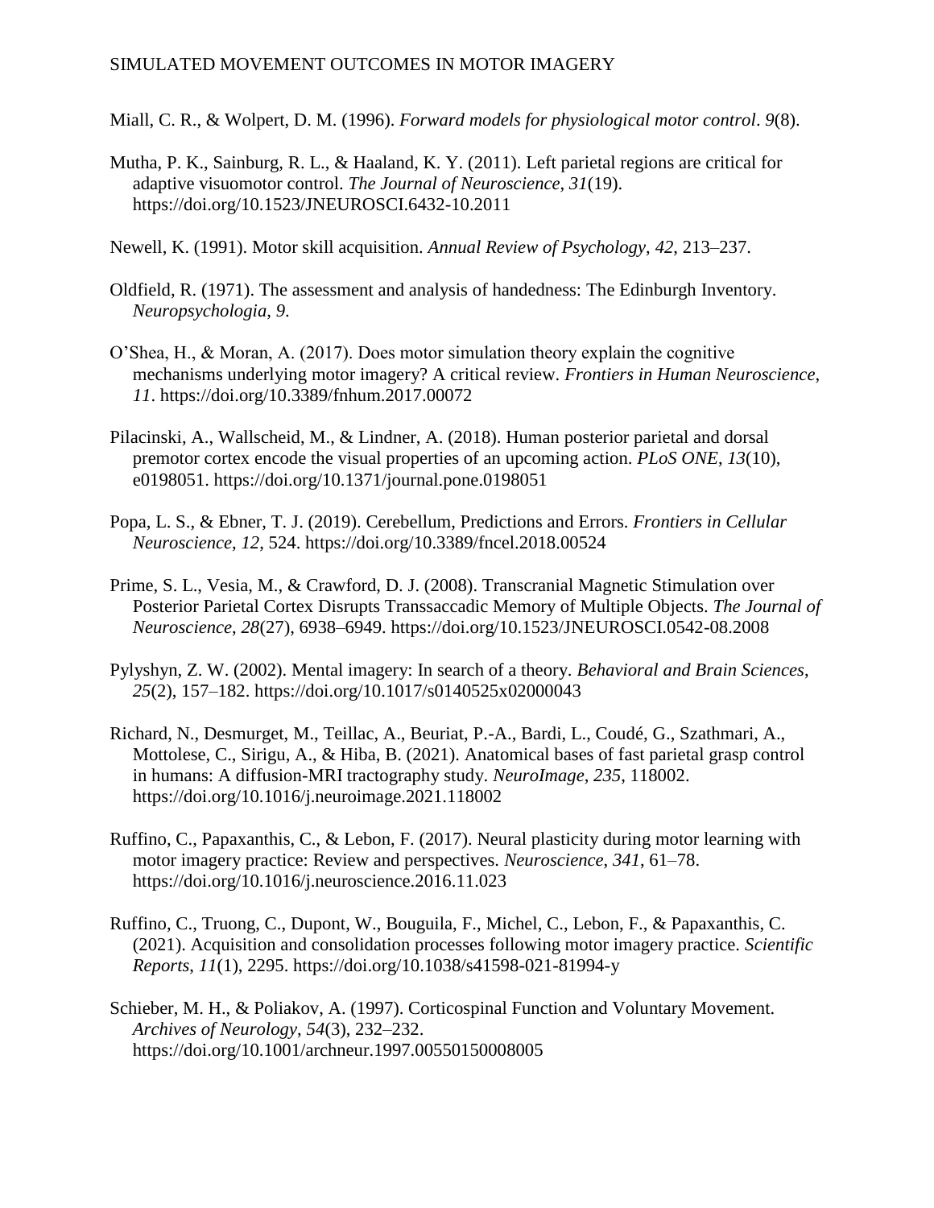Miall, C. R., & Wolpert, D. M. (1996). *Forward models for physiological motor control*. *9*(8).

Mutha, P. K., Sainburg, R. L., & Haaland, K. Y. (2011). Left parietal regions are critical for adaptive visuomotor control. *The Journal of Neuroscience*, *31*(19). https://doi.org/10.1523/JNEUROSCI.6432-10.2011

Newell, K. (1991). Motor skill acquisition. *Annual Review of Psychology*, *42*, 213–237.

Oldfield, R. (1971). The assessment and analysis of handedness: The Edinburgh Inventory. *Neuropsychologia*, *9*.

O'Shea, H., & Moran, A. (2017). Does motor simulation theory explain the cognitive mechanisms underlying motor imagery? A critical review. *Frontiers in Human Neuroscience*, *11*. https://doi.org/10.3389/fnhum.2017.00072

Pilacinski, A., Wallscheid, M., & Lindner, A. (2018). Human posterior parietal and dorsal premotor cortex encode the visual properties of an upcoming action. *PLoS ONE*, *13*(10), e0198051. https://doi.org/10.1371/journal.pone.0198051

Popa, L. S., & Ebner, T. J. (2019). Cerebellum, Predictions and Errors. *Frontiers in Cellular Neuroscience*, *12*, 524. https://doi.org/10.3389/fncel.2018.00524

Prime, S. L., Vesia, M., & Crawford, D. J. (2008). Transcranial Magnetic Stimulation over Posterior Parietal Cortex Disrupts Transsaccadic Memory of Multiple Objects. *The Journal of Neuroscience*, *28*(27), 6938–6949. https://doi.org/10.1523/JNEUROSCI.0542-08.2008

Pylyshyn, Z. W. (2002). Mental imagery: In search of a theory. *Behavioral and Brain Sciences*, *25*(2), 157–182. https://doi.org/10.1017/s0140525x02000043

Richard, N., Desmurget, M., Teillac, A., Beuriat, P.-A., Bardi, L., Coudé, G., Szathmari, A., Mottolese, C., Sirigu, A., & Hiba, B. (2021). Anatomical bases of fast parietal grasp control in humans: A diffusion-MRI tractography study. *NeuroImage*, *235*, 118002. https://doi.org/10.1016/j.neuroimage.2021.118002

Ruffino, C., Papaxanthis, C., & Lebon, F. (2017). Neural plasticity during motor learning with motor imagery practice: Review and perspectives. *Neuroscience*, *341*, 61–78. https://doi.org/10.1016/j.neuroscience.2016.11.023

Ruffino, C., Truong, C., Dupont, W., Bouguila, F., Michel, C., Lebon, F., & Papaxanthis, C. (2021). Acquisition and consolidation processes following motor imagery practice. *Scientific Reports*, *11*(1), 2295. https://doi.org/10.1038/s41598-021-81994-y

Schieber, M. H., & Poliakov, A. (1997). Corticospinal Function and Voluntary Movement. *Archives of Neurology*, *54*(3), 232–232. https://doi.org/10.1001/archneur.1997.00550150008005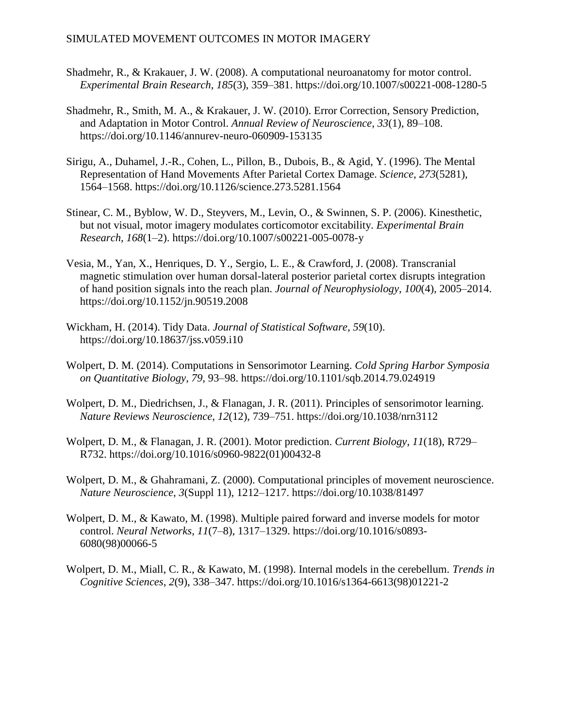Shadmehr, R., & Krakauer, J. W. (2008). A computational neuroanatomy for motor control. *Experimental Brain Research*, *185*(3), 359–381. https://doi.org/10.1007/s00221-008-1280-5

Shadmehr, R., Smith, M. A., & Krakauer, J. W. (2010). Error Correction, Sensory Prediction, and Adaptation in Motor Control. *Annual Review of Neuroscience*, *33*(1), 89–108. https://doi.org/10.1146/annurev-neuro-060909-153135

Sirigu, A., Duhamel, J.-R., Cohen, L., Pillon, B., Dubois, B., & Agid, Y. (1996). The Mental Representation of Hand Movements After Parietal Cortex Damage. *Science*, *273*(5281), 1564–1568. https://doi.org/10.1126/science.273.5281.1564

Stinear, C. M., Byblow, W. D., Steyvers, M., Levin, O., & Swinnen, S. P. (2006). Kinesthetic, but not visual, motor imagery modulates corticomotor excitability. *Experimental Brain Research*, *168*(1–2). https://doi.org/10.1007/s00221-005-0078-y

Vesia, M., Yan, X., Henriques, D. Y., Sergio, L. E., & Crawford, J. (2008). Transcranial magnetic stimulation over human dorsal-lateral posterior parietal cortex disrupts integration of hand position signals into the reach plan. *Journal of Neurophysiology*, *100*(4), 2005–2014. https://doi.org/10.1152/jn.90519.2008

Wickham, H. (2014). Tidy Data. *Journal of Statistical Software*, *59*(10). https://doi.org/10.18637/jss.v059.i10

Wolpert, D. M. (2014). Computations in Sensorimotor Learning. *Cold Spring Harbor Symposia on Quantitative Biology*, *79*, 93–98. https://doi.org/10.1101/sqb.2014.79.024919

Wolpert, D. M., Diedrichsen, J., & Flanagan, J. R. (2011). Principles of sensorimotor learning. *Nature Reviews Neuroscience*, *12*(12), 739–751. https://doi.org/10.1038/nrn3112

Wolpert, D. M., & Flanagan, J. R. (2001). Motor prediction. *Current Biology*, *11*(18), R729–R732. https://doi.org/10.1016/s0960-9822(01)00432-8

Wolpert, D. M., & Ghahramani, Z. (2000). Computational principles of movement neuroscience. *Nature Neuroscience*, *3*(Suppl 11), 1212–1217. https://doi.org/10.1038/81497

Wolpert, D. M., & Kawato, M. (1998). Multiple paired forward and inverse models for motor control. *Neural Networks*, *11*(7–8), 1317–1329. https://doi.org/10.1016/s0893-6080(98)00066-5

Wolpert, D. M., Miall, C. R., & Kawato, M. (1998). Internal models in the cerebellum. *Trends in Cognitive Sciences*, *2*(9), 338–347. https://doi.org/10.1016/s1364-6613(98)01221-2